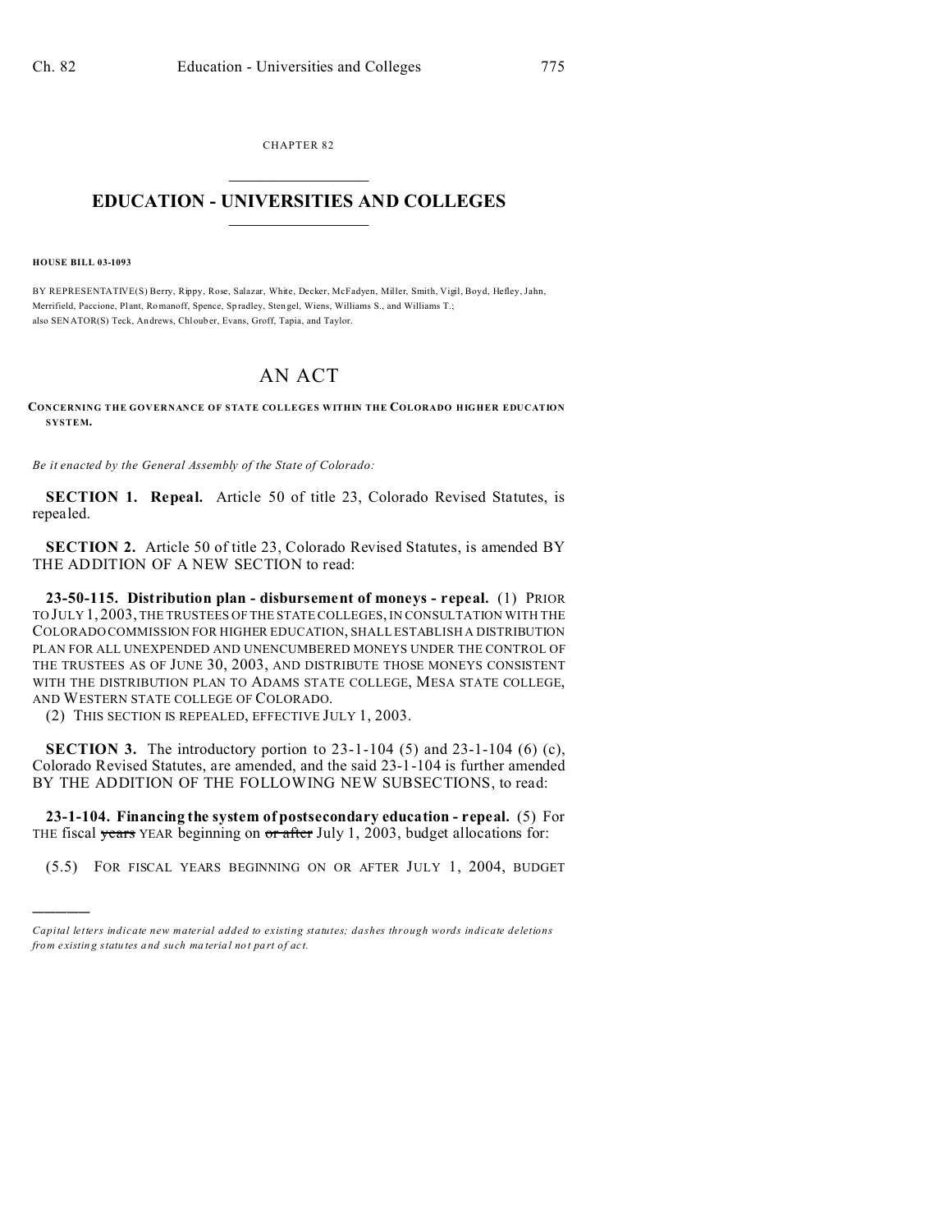CHAPTER 82

# EDUCATION - UNIVERSITIES AND COLLEGES

**HOUSE BILL 03-1093**

BY REPRESENTATIVE(S) Berry, Rippy, Rose, Salazar, White, Decker, McFadyen, Miller, Smith, Vigil, Boyd, Hefley, Jahn, Merrifield, Paccione, Plant, Romanoff, Spence, Spradley, Stengel, Wiens, Williams S., and Williams T.;
also SENATOR(S) Teck, Andrews, Chlouber, Evans, Groff, Tapia, and Taylor.

# AN ACT

**CONCERNING THE GOVERNANCE OF STATE COLLEGES WITHIN THE COLORADO HIGHER EDUCATION SYSTEM.**

*Be it enacted by the General Assembly of the State of Colorado:*

**SECTION 1. Repeal.** Article 50 of title 23, Colorado Revised Statutes, is repealed.

**SECTION 2.** Article 50 of title 23, Colorado Revised Statutes, is amended BY THE ADDITION OF A NEW SECTION to read:

**23-50-115. Distribution plan - disbursement of moneys - repeal.** (1) PRIOR TO JULY 1, 2003, THE TRUSTEES OF THE STATE COLLEGES, IN CONSULTATION WITH THE COLORADO COMMISSION FOR HIGHER EDUCATION, SHALL ESTABLISH A DISTRIBUTION PLAN FOR ALL UNEXPENDED AND UNENCUMBERED MONEYS UNDER THE CONTROL OF THE TRUSTEES AS OF JUNE 30, 2003, AND DISTRIBUTE THOSE MONEYS CONSISTENT WITH THE DISTRIBUTION PLAN TO ADAMS STATE COLLEGE, MESA STATE COLLEGE, AND WESTERN STATE COLLEGE OF COLORADO.

(2) THIS SECTION IS REPEALED, EFFECTIVE JULY 1, 2003.

**SECTION 3.** The introductory portion to 23-1-104 (5) and 23-1-104 (6) (c), Colorado Revised Statutes, are amended, and the said 23-1-104 is further amended BY THE ADDITION OF THE FOLLOWING NEW SUBSECTIONS, to read:

**23-1-104. Financing the system of postsecondary education - repeal.** (5) For THE fiscal ~~years~~ YEAR beginning on ~~or after~~ July 1, 2003, budget allocations for:

(5.5) FOR FISCAL YEARS BEGINNING ON OR AFTER JULY 1, 2004, BUDGET

*Capital letters indicate new material added to existing statutes; dashes through words indicate deletions from existing statutes and such material not part of act.*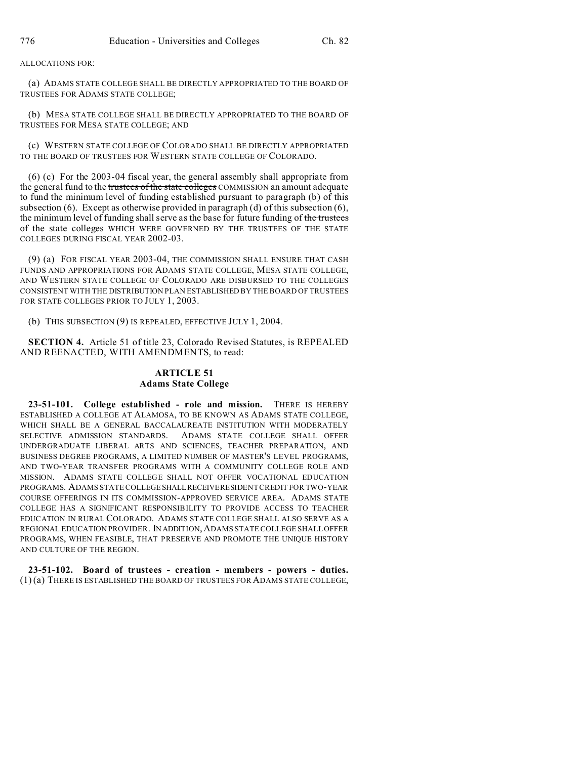ALLOCATIONS FOR:

(a) ADAMS STATE COLLEGE SHALL BE DIRECTLY APPROPRIATED TO THE BOARD OF TRUSTEES FOR ADAMS STATE COLLEGE;

(b) MESA STATE COLLEGE SHALL BE DIRECTLY APPROPRIATED TO THE BOARD OF TRUSTEES FOR MESA STATE COLLEGE; AND

(c) WESTERN STATE COLLEGE OF COLORADO SHALL BE DIRECTLY APPROPRIATED TO THE BOARD OF TRUSTEES FOR WESTERN STATE COLLEGE OF COLORADO.

(6) (c) For the 2003-04 fiscal year, the general assembly shall appropriate from the general fund to the ~~trustees of the state colleges~~ COMMISSION an amount adequate to fund the minimum level of funding established pursuant to paragraph (b) of this subsection (6). Except as otherwise provided in paragraph (d) of this subsection (6), the minimum level of funding shall serve as the base for future funding of ~~the trustees of~~ the state colleges WHICH WERE GOVERNED BY THE TRUSTEES OF THE STATE COLLEGES DURING FISCAL YEAR 2002-03.

(9) (a) FOR FISCAL YEAR 2003-04, THE COMMISSION SHALL ENSURE THAT CASH FUNDS AND APPROPRIATIONS FOR ADAMS STATE COLLEGE, MESA STATE COLLEGE, AND WESTERN STATE COLLEGE OF COLORADO ARE DISBURSED TO THE COLLEGES CONSISTENT WITH THE DISTRIBUTION PLAN ESTABLISHED BY THE BOARD OF TRUSTEES FOR STATE COLLEGES PRIOR TO JULY 1, 2003.

(b) THIS SUBSECTION (9) IS REPEALED, EFFECTIVE JULY 1, 2004.

**SECTION 4.** Article 51 of title 23, Colorado Revised Statutes, is REPEALED AND REENACTED, WITH AMENDMENTS, to read:

## ARTICLE 51
## Adams State College

**23-51-101. College established - role and mission.** THERE IS HEREBY ESTABLISHED A COLLEGE AT ALAMOSA, TO BE KNOWN AS ADAMS STATE COLLEGE, WHICH SHALL BE A GENERAL BACCALAUREATE INSTITUTION WITH MODERATELY SELECTIVE ADMISSION STANDARDS. ADAMS STATE COLLEGE SHALL OFFER UNDERGRADUATE LIBERAL ARTS AND SCIENCES, TEACHER PREPARATION, AND BUSINESS DEGREE PROGRAMS, A LIMITED NUMBER OF MASTER'S LEVEL PROGRAMS, AND TWO-YEAR TRANSFER PROGRAMS WITH A COMMUNITY COLLEGE ROLE AND MISSION. ADAMS STATE COLLEGE SHALL NOT OFFER VOCATIONAL EDUCATION PROGRAMS. ADAMS STATE COLLEGE SHALL RECEIVE RESIDENT CREDIT FOR TWO-YEAR COURSE OFFERINGS IN ITS COMMISSION-APPROVED SERVICE AREA. ADAMS STATE COLLEGE HAS A SIGNIFICANT RESPONSIBILITY TO PROVIDE ACCESS TO TEACHER EDUCATION IN RURAL COLORADO. ADAMS STATE COLLEGE SHALL ALSO SERVE AS A REGIONAL EDUCATION PROVIDER. IN ADDITION, ADAMS STATE COLLEGE SHALL OFFER PROGRAMS, WHEN FEASIBLE, THAT PRESERVE AND PROMOTE THE UNIQUE HISTORY AND CULTURE OF THE REGION.

**23-51-102. Board of trustees - creation - members - powers - duties.** (1) (a) THERE IS ESTABLISHED THE BOARD OF TRUSTEES FOR ADAMS STATE COLLEGE,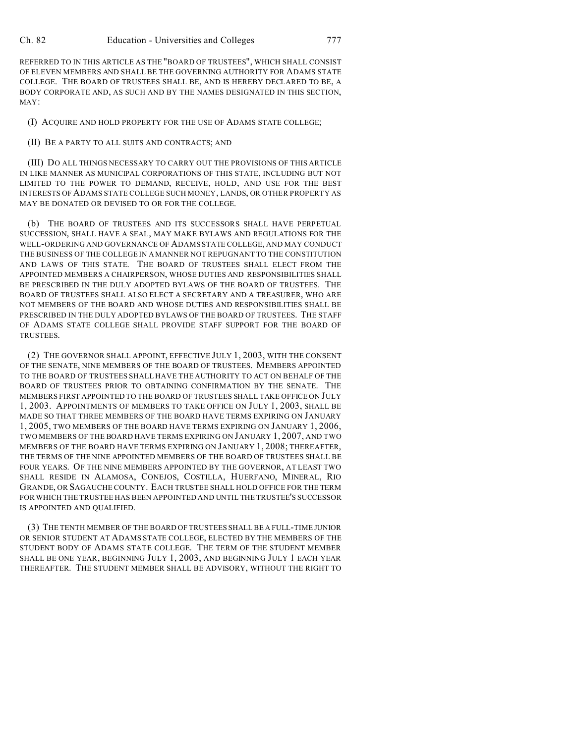REFERRED TO IN THIS ARTICLE AS THE "BOARD OF TRUSTEES", WHICH SHALL CONSIST OF ELEVEN MEMBERS AND SHALL BE THE GOVERNING AUTHORITY FOR ADAMS STATE COLLEGE. THE BOARD OF TRUSTEES SHALL BE, AND IS HEREBY DECLARED TO BE, A BODY CORPORATE AND, AS SUCH AND BY THE NAMES DESIGNATED IN THIS SECTION, MAY:

(I) ACQUIRE AND HOLD PROPERTY FOR THE USE OF ADAMS STATE COLLEGE;

(II) BE A PARTY TO ALL SUITS AND CONTRACTS; AND

(III) DO ALL THINGS NECESSARY TO CARRY OUT THE PROVISIONS OF THIS ARTICLE IN LIKE MANNER AS MUNICIPAL CORPORATIONS OF THIS STATE, INCLUDING BUT NOT LIMITED TO THE POWER TO DEMAND, RECEIVE, HOLD, AND USE FOR THE BEST INTERESTS OF ADAMS STATE COLLEGE SUCH MONEY, LANDS, OR OTHER PROPERTY AS MAY BE DONATED OR DEVISED TO OR FOR THE COLLEGE.

(b) THE BOARD OF TRUSTEES AND ITS SUCCESSORS SHALL HAVE PERPETUAL SUCCESSION, SHALL HAVE A SEAL, MAY MAKE BYLAWS AND REGULATIONS FOR THE WELL-ORDERING AND GOVERNANCE OF ADAMS STATE COLLEGE, AND MAY CONDUCT THE BUSINESS OF THE COLLEGE IN A MANNER NOT REPUGNANT TO THE CONSTITUTION AND LAWS OF THIS STATE. THE BOARD OF TRUSTEES SHALL ELECT FROM THE APPOINTED MEMBERS A CHAIRPERSON, WHOSE DUTIES AND RESPONSIBILITIES SHALL BE PRESCRIBED IN THE DULY ADOPTED BYLAWS OF THE BOARD OF TRUSTEES. THE BOARD OF TRUSTEES SHALL ALSO ELECT A SECRETARY AND A TREASURER, WHO ARE NOT MEMBERS OF THE BOARD AND WHOSE DUTIES AND RESPONSIBILITIES SHALL BE PRESCRIBED IN THE DULY ADOPTED BYLAWS OF THE BOARD OF TRUSTEES. THE STAFF OF ADAMS STATE COLLEGE SHALL PROVIDE STAFF SUPPORT FOR THE BOARD OF TRUSTEES.

(2) THE GOVERNOR SHALL APPOINT, EFFECTIVE JULY 1, 2003, WITH THE CONSENT OF THE SENATE, NINE MEMBERS OF THE BOARD OF TRUSTEES. MEMBERS APPOINTED TO THE BOARD OF TRUSTEES SHALL HAVE THE AUTHORITY TO ACT ON BEHALF OF THE BOARD OF TRUSTEES PRIOR TO OBTAINING CONFIRMATION BY THE SENATE. THE MEMBERS FIRST APPOINTED TO THE BOARD OF TRUSTEES SHALL TAKE OFFICE ON JULY 1, 2003. APPOINTMENTS OF MEMBERS TO TAKE OFFICE ON JULY 1, 2003, SHALL BE MADE SO THAT THREE MEMBERS OF THE BOARD HAVE TERMS EXPIRING ON JANUARY 1, 2005, TWO MEMBERS OF THE BOARD HAVE TERMS EXPIRING ON JANUARY 1, 2006, TWO MEMBERS OF THE BOARD HAVE TERMS EXPIRING ON JANUARY 1, 2007, AND TWO MEMBERS OF THE BOARD HAVE TERMS EXPIRING ON JANUARY 1, 2008; THEREAFTER, THE TERMS OF THE NINE APPOINTED MEMBERS OF THE BOARD OF TRUSTEES SHALL BE FOUR YEARS. OF THE NINE MEMBERS APPOINTED BY THE GOVERNOR, AT LEAST TWO SHALL RESIDE IN ALAMOSA, CONEJOS, COSTILLA, HUERFANO, MINERAL, RIO GRANDE, OR SAGAUCHE COUNTY. EACH TRUSTEE SHALL HOLD OFFICE FOR THE TERM FOR WHICH THE TRUSTEE HAS BEEN APPOINTED AND UNTIL THE TRUSTEE'S SUCCESSOR IS APPOINTED AND QUALIFIED.

(3) THE TENTH MEMBER OF THE BOARD OF TRUSTEES SHALL BE A FULL-TIME JUNIOR OR SENIOR STUDENT AT ADAMS STATE COLLEGE, ELECTED BY THE MEMBERS OF THE STUDENT BODY OF ADAMS STATE COLLEGE. THE TERM OF THE STUDENT MEMBER SHALL BE ONE YEAR, BEGINNING JULY 1, 2003, AND BEGINNING JULY 1 EACH YEAR THEREAFTER. THE STUDENT MEMBER SHALL BE ADVISORY, WITHOUT THE RIGHT TO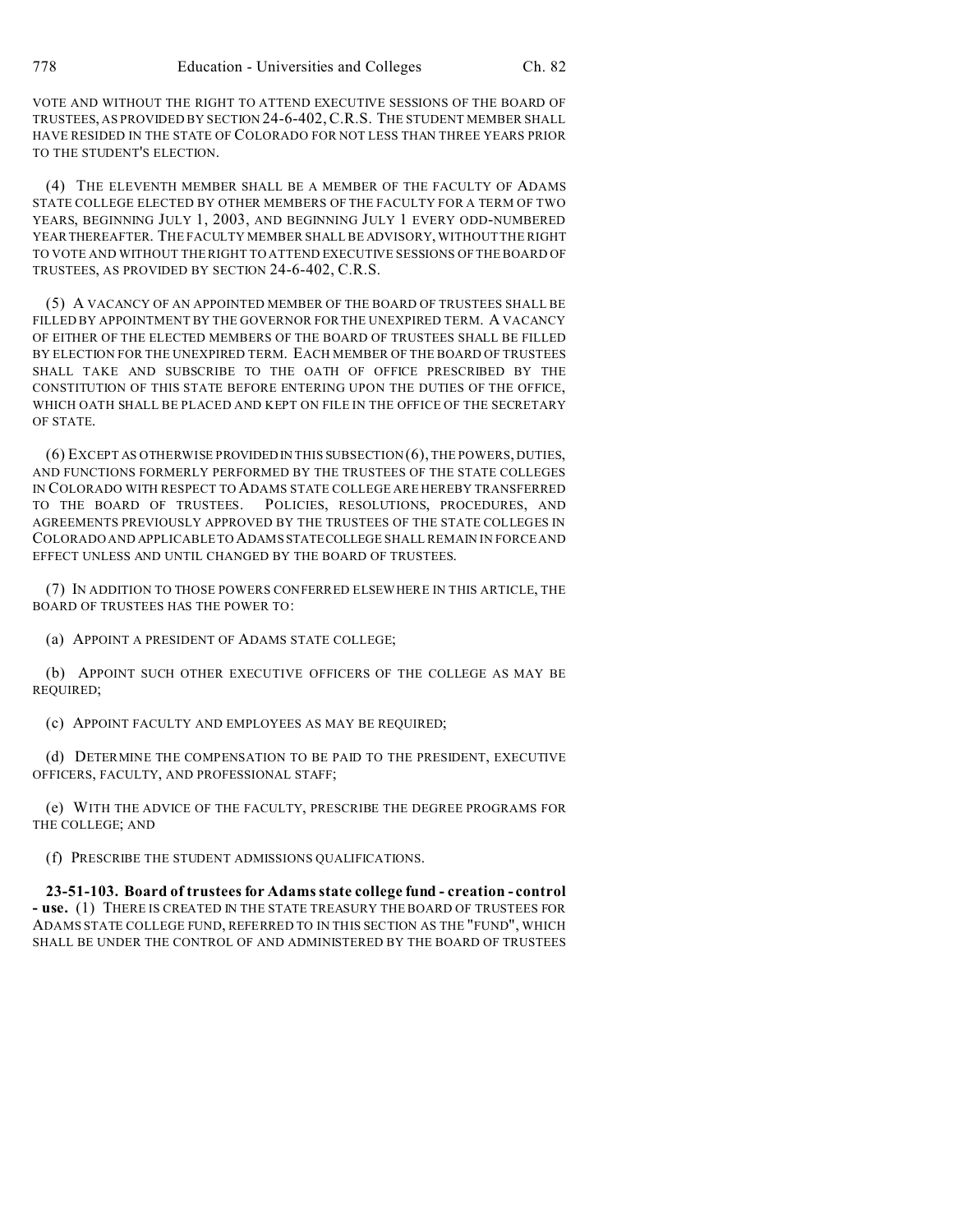VOTE AND WITHOUT THE RIGHT TO ATTEND EXECUTIVE SESSIONS OF THE BOARD OF TRUSTEES, AS PROVIDED BY SECTION 24-6-402, C.R.S. THE STUDENT MEMBER SHALL HAVE RESIDED IN THE STATE OF COLORADO FOR NOT LESS THAN THREE YEARS PRIOR TO THE STUDENT'S ELECTION.

(4) THE ELEVENTH MEMBER SHALL BE A MEMBER OF THE FACULTY OF ADAMS STATE COLLEGE ELECTED BY OTHER MEMBERS OF THE FACULTY FOR A TERM OF TWO YEARS, BEGINNING JULY 1, 2003, AND BEGINNING JULY 1 EVERY ODD-NUMBERED YEAR THEREAFTER. THE FACULTY MEMBER SHALL BE ADVISORY, WITHOUT THE RIGHT TO VOTE AND WITHOUT THE RIGHT TO ATTEND EXECUTIVE SESSIONS OF THE BOARD OF TRUSTEES, AS PROVIDED BY SECTION 24-6-402, C.R.S.

(5) A VACANCY OF AN APPOINTED MEMBER OF THE BOARD OF TRUSTEES SHALL BE FILLED BY APPOINTMENT BY THE GOVERNOR FOR THE UNEXPIRED TERM. A VACANCY OF EITHER OF THE ELECTED MEMBERS OF THE BOARD OF TRUSTEES SHALL BE FILLED BY ELECTION FOR THE UNEXPIRED TERM. EACH MEMBER OF THE BOARD OF TRUSTEES SHALL TAKE AND SUBSCRIBE TO THE OATH OF OFFICE PRESCRIBED BY THE CONSTITUTION OF THIS STATE BEFORE ENTERING UPON THE DUTIES OF THE OFFICE, WHICH OATH SHALL BE PLACED AND KEPT ON FILE IN THE OFFICE OF THE SECRETARY OF STATE.

(6) EXCEPT AS OTHERWISE PROVIDED IN THIS SUBSECTION (6), THE POWERS, DUTIES, AND FUNCTIONS FORMERLY PERFORMED BY THE TRUSTEES OF THE STATE COLLEGES IN COLORADO WITH RESPECT TO ADAMS STATE COLLEGE ARE HEREBY TRANSFERRED TO THE BOARD OF TRUSTEES. POLICIES, RESOLUTIONS, PROCEDURES, AND AGREEMENTS PREVIOUSLY APPROVED BY THE TRUSTEES OF THE STATE COLLEGES IN COLORADO AND APPLICABLE TO ADAMS STATE COLLEGE SHALL REMAIN IN FORCE AND EFFECT UNLESS AND UNTIL CHANGED BY THE BOARD OF TRUSTEES.

(7) IN ADDITION TO THOSE POWERS CONFERRED ELSEWHERE IN THIS ARTICLE, THE BOARD OF TRUSTEES HAS THE POWER TO:

(a) APPOINT A PRESIDENT OF ADAMS STATE COLLEGE;

(b) APPOINT SUCH OTHER EXECUTIVE OFFICERS OF THE COLLEGE AS MAY BE REQUIRED;

(c) APPOINT FACULTY AND EMPLOYEES AS MAY BE REQUIRED;

(d) DETERMINE THE COMPENSATION TO BE PAID TO THE PRESIDENT, EXECUTIVE OFFICERS, FACULTY, AND PROFESSIONAL STAFF;

(e) WITH THE ADVICE OF THE FACULTY, PRESCRIBE THE DEGREE PROGRAMS FOR THE COLLEGE; AND

(f) PRESCRIBE THE STUDENT ADMISSIONS QUALIFICATIONS.

**23-51-103. Board of trustees for Adams state college fund - creation - control - use.** (1) THERE IS CREATED IN THE STATE TREASURY THE BOARD OF TRUSTEES FOR ADAMS STATE COLLEGE FUND, REFERRED TO IN THIS SECTION AS THE "FUND", WHICH SHALL BE UNDER THE CONTROL OF AND ADMINISTERED BY THE BOARD OF TRUSTEES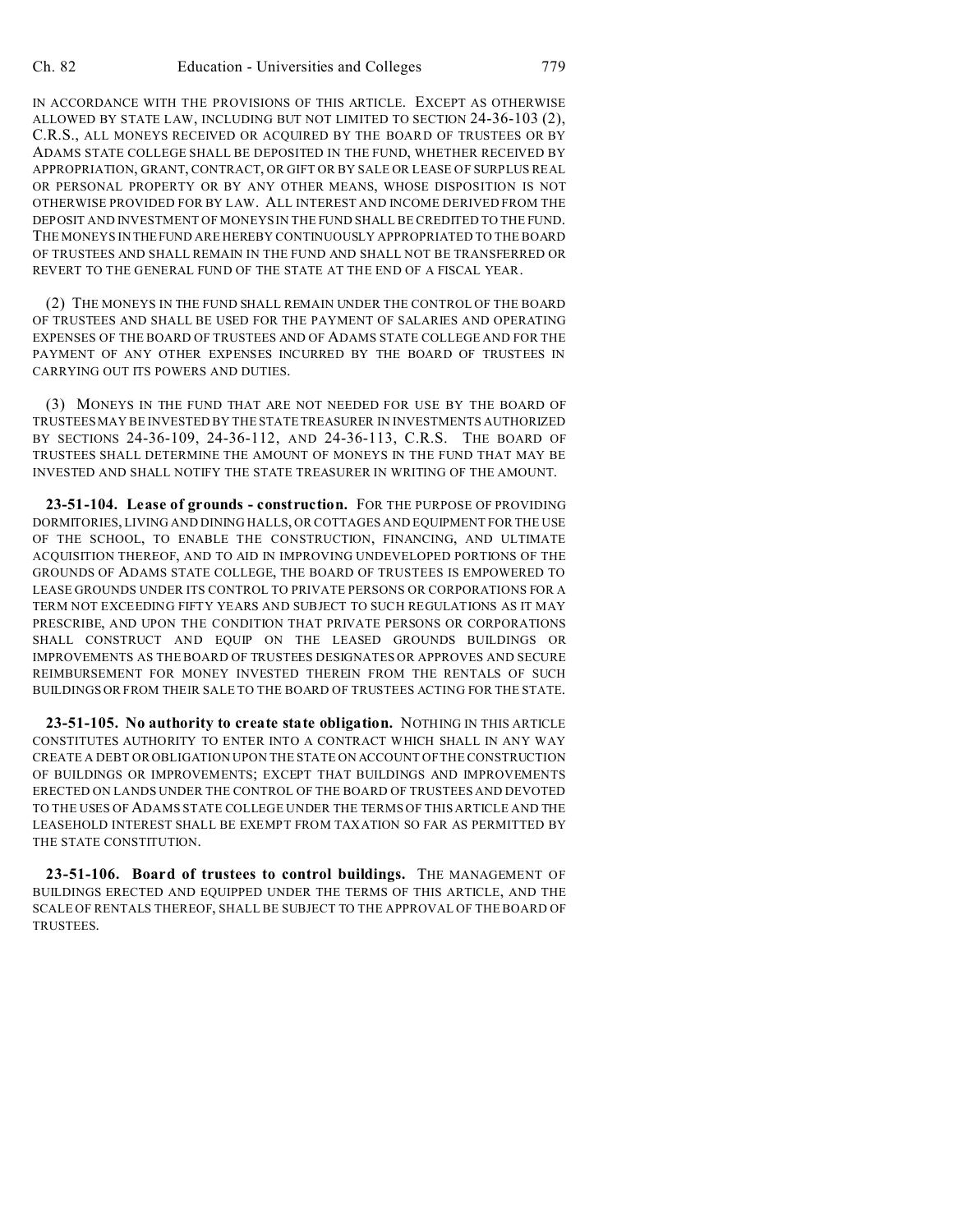IN ACCORDANCE WITH THE PROVISIONS OF THIS ARTICLE. EXCEPT AS OTHERWISE ALLOWED BY STATE LAW, INCLUDING BUT NOT LIMITED TO SECTION 24-36-103 (2), C.R.S., ALL MONEYS RECEIVED OR ACQUIRED BY THE BOARD OF TRUSTEES OR BY ADAMS STATE COLLEGE SHALL BE DEPOSITED IN THE FUND, WHETHER RECEIVED BY APPROPRIATION, GRANT, CONTRACT, OR GIFT OR BY SALE OR LEASE OF SURPLUS REAL OR PERSONAL PROPERTY OR BY ANY OTHER MEANS, WHOSE DISPOSITION IS NOT OTHERWISE PROVIDED FOR BY LAW. ALL INTEREST AND INCOME DERIVED FROM THE DEPOSIT AND INVESTMENT OF MONEYS IN THE FUND SHALL BE CREDITED TO THE FUND. THE MONEYS IN THE FUND ARE HEREBY CONTINUOUSLY APPROPRIATED TO THE BOARD OF TRUSTEES AND SHALL REMAIN IN THE FUND AND SHALL NOT BE TRANSFERRED OR REVERT TO THE GENERAL FUND OF THE STATE AT THE END OF A FISCAL YEAR.

(2) THE MONEYS IN THE FUND SHALL REMAIN UNDER THE CONTROL OF THE BOARD OF TRUSTEES AND SHALL BE USED FOR THE PAYMENT OF SALARIES AND OPERATING EXPENSES OF THE BOARD OF TRUSTEES AND OF ADAMS STATE COLLEGE AND FOR THE PAYMENT OF ANY OTHER EXPENSES INCURRED BY THE BOARD OF TRUSTEES IN CARRYING OUT ITS POWERS AND DUTIES.

(3) MONEYS IN THE FUND THAT ARE NOT NEEDED FOR USE BY THE BOARD OF TRUSTEES MAY BE INVESTED BY THE STATE TREASURER IN INVESTMENTS AUTHORIZED BY SECTIONS 24-36-109, 24-36-112, AND 24-36-113, C.R.S. THE BOARD OF TRUSTEES SHALL DETERMINE THE AMOUNT OF MONEYS IN THE FUND THAT MAY BE INVESTED AND SHALL NOTIFY THE STATE TREASURER IN WRITING OF THE AMOUNT.

**23-51-104. Lease of grounds - construction.** FOR THE PURPOSE OF PROVIDING DORMITORIES, LIVING AND DINING HALLS, OR COTTAGES AND EQUIPMENT FOR THE USE OF THE SCHOOL, TO ENABLE THE CONSTRUCTION, FINANCING, AND ULTIMATE ACQUISITION THEREOF, AND TO AID IN IMPROVING UNDEVELOPED PORTIONS OF THE GROUNDS OF ADAMS STATE COLLEGE, THE BOARD OF TRUSTEES IS EMPOWERED TO LEASE GROUNDS UNDER ITS CONTROL TO PRIVATE PERSONS OR CORPORATIONS FOR A TERM NOT EXCEEDING FIFTY YEARS AND SUBJECT TO SUCH REGULATIONS AS IT MAY PRESCRIBE, AND UPON THE CONDITION THAT PRIVATE PERSONS OR CORPORATIONS SHALL CONSTRUCT AND EQUIP ON THE LEASED GROUNDS BUILDINGS OR IMPROVEMENTS AS THE BOARD OF TRUSTEES DESIGNATES OR APPROVES AND SECURE REIMBURSEMENT FOR MONEY INVESTED THEREIN FROM THE RENTALS OF SUCH BUILDINGS OR FROM THEIR SALE TO THE BOARD OF TRUSTEES ACTING FOR THE STATE.

**23-51-105. No authority to create state obligation.** NOTHING IN THIS ARTICLE CONSTITUTES AUTHORITY TO ENTER INTO A CONTRACT WHICH SHALL IN ANY WAY CREATE A DEBT OR OBLIGATION UPON THE STATE ON ACCOUNT OF THE CONSTRUCTION OF BUILDINGS OR IMPROVEMENTS; EXCEPT THAT BUILDINGS AND IMPROVEMENTS ERECTED ON LANDS UNDER THE CONTROL OF THE BOARD OF TRUSTEES AND DEVOTED TO THE USES OF ADAMS STATE COLLEGE UNDER THE TERMS OF THIS ARTICLE AND THE LEASEHOLD INTEREST SHALL BE EXEMPT FROM TAXATION SO FAR AS PERMITTED BY THE STATE CONSTITUTION.

**23-51-106. Board of trustees to control buildings.** THE MANAGEMENT OF BUILDINGS ERECTED AND EQUIPPED UNDER THE TERMS OF THIS ARTICLE, AND THE SCALE OF RENTALS THEREOF, SHALL BE SUBJECT TO THE APPROVAL OF THE BOARD OF TRUSTEES.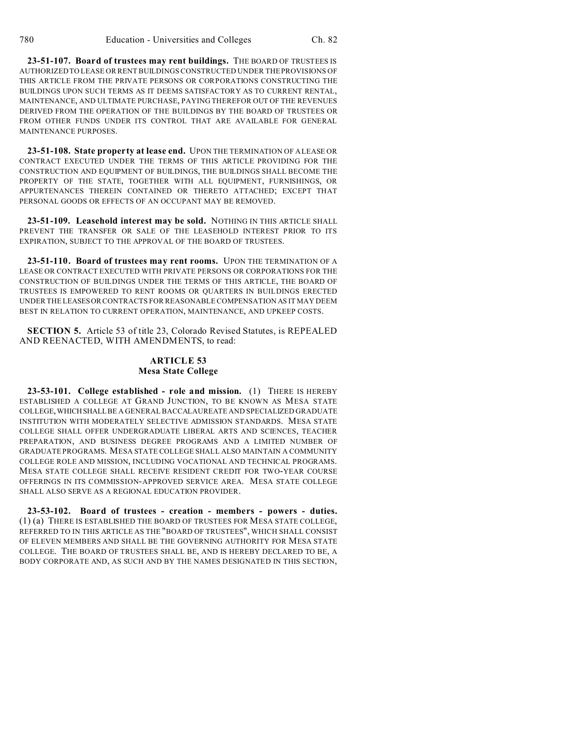**23-51-107. Board of trustees may rent buildings.** THE BOARD OF TRUSTEES IS AUTHORIZED TO LEASE OR RENT BUILDINGS CONSTRUCTED UNDER THE PROVISIONS OF THIS ARTICLE FROM THE PRIVATE PERSONS OR CORPORATIONS CONSTRUCTING THE BUILDINGS UPON SUCH TERMS AS IT DEEMS SATISFACTORY AS TO CURRENT RENTAL, MAINTENANCE, AND ULTIMATE PURCHASE, PAYING THEREFOR OUT OF THE REVENUES DERIVED FROM THE OPERATION OF THE BUILDINGS BY THE BOARD OF TRUSTEES OR FROM OTHER FUNDS UNDER ITS CONTROL THAT ARE AVAILABLE FOR GENERAL MAINTENANCE PURPOSES.

**23-51-108. State property at lease end.** UPON THE TERMINATION OF A LEASE OR CONTRACT EXECUTED UNDER THE TERMS OF THIS ARTICLE PROVIDING FOR THE CONSTRUCTION AND EQUIPMENT OF BUILDINGS, THE BUILDINGS SHALL BECOME THE PROPERTY OF THE STATE, TOGETHER WITH ALL EQUIPMENT, FURNISHINGS, OR APPURTENANCES THEREIN CONTAINED OR THERETO ATTACHED; EXCEPT THAT PERSONAL GOODS OR EFFECTS OF AN OCCUPANT MAY BE REMOVED.

**23-51-109. Leasehold interest may be sold.** NOTHING IN THIS ARTICLE SHALL PREVENT THE TRANSFER OR SALE OF THE LEASEHOLD INTEREST PRIOR TO ITS EXPIRATION, SUBJECT TO THE APPROVAL OF THE BOARD OF TRUSTEES.

**23-51-110. Board of trustees may rent rooms.** UPON THE TERMINATION OF A LEASE OR CONTRACT EXECUTED WITH PRIVATE PERSONS OR CORPORATIONS FOR THE CONSTRUCTION OF BUILDINGS UNDER THE TERMS OF THIS ARTICLE, THE BOARD OF TRUSTEES IS EMPOWERED TO RENT ROOMS OR QUARTERS IN BUILDINGS ERECTED UNDER THE LEASES OR CONTRACTS FOR REASONABLE COMPENSATION AS IT MAY DEEM BEST IN RELATION TO CURRENT OPERATION, MAINTENANCE, AND UPKEEP COSTS.

**SECTION 5.** Article 53 of title 23, Colorado Revised Statutes, is REPEALED AND REENACTED, WITH AMENDMENTS, to read:

## ARTICLE 53
## Mesa State College

**23-53-101. College established - role and mission.** (1) THERE IS HEREBY ESTABLISHED A COLLEGE AT GRAND JUNCTION, TO BE KNOWN AS MESA STATE COLLEGE, WHICH SHALL BE A GENERAL BACCALAUREATE AND SPECIALIZED GRADUATE INSTITUTION WITH MODERATELY SELECTIVE ADMISSION STANDARDS. MESA STATE COLLEGE SHALL OFFER UNDERGRADUATE LIBERAL ARTS AND SCIENCES, TEACHER PREPARATION, AND BUSINESS DEGREE PROGRAMS AND A LIMITED NUMBER OF GRADUATE PROGRAMS. MESA STATE COLLEGE SHALL ALSO MAINTAIN A COMMUNITY COLLEGE ROLE AND MISSION, INCLUDING VOCATIONAL AND TECHNICAL PROGRAMS. MESA STATE COLLEGE SHALL RECEIVE RESIDENT CREDIT FOR TWO-YEAR COURSE OFFERINGS IN ITS COMMISSION-APPROVED SERVICE AREA. MESA STATE COLLEGE SHALL ALSO SERVE AS A REGIONAL EDUCATION PROVIDER.

**23-53-102. Board of trustees - creation - members - powers - duties.** (1) (a) THERE IS ESTABLISHED THE BOARD OF TRUSTEES FOR MESA STATE COLLEGE, REFERRED TO IN THIS ARTICLE AS THE "BOARD OF TRUSTEES", WHICH SHALL CONSIST OF ELEVEN MEMBERS AND SHALL BE THE GOVERNING AUTHORITY FOR MESA STATE COLLEGE. THE BOARD OF TRUSTEES SHALL BE, AND IS HEREBY DECLARED TO BE, A BODY CORPORATE AND, AS SUCH AND BY THE NAMES DESIGNATED IN THIS SECTION,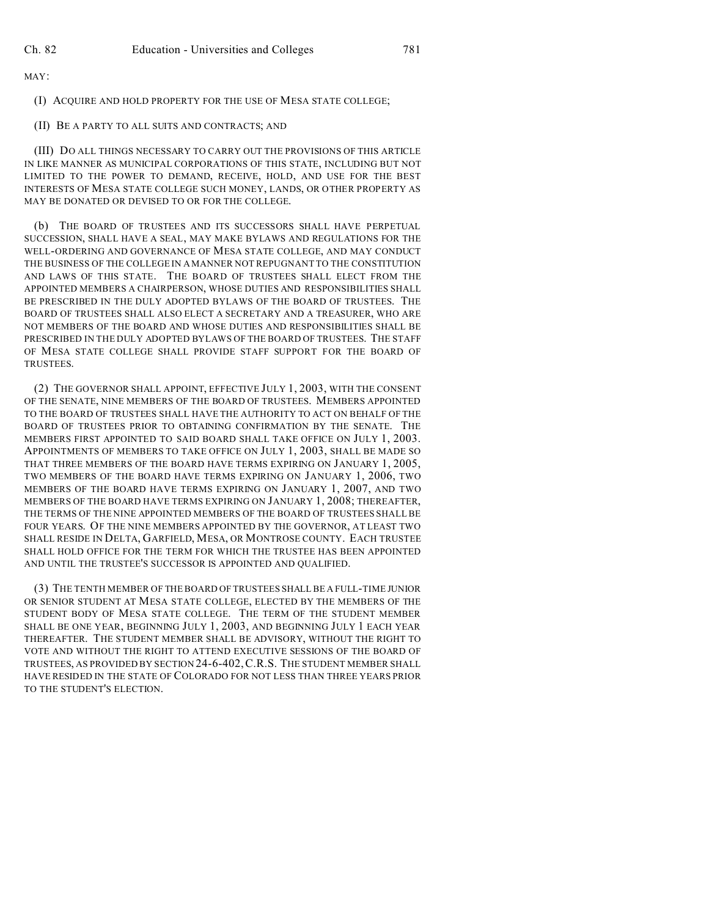MAY:

(I) ACQUIRE AND HOLD PROPERTY FOR THE USE OF MESA STATE COLLEGE;

(II) BE A PARTY TO ALL SUITS AND CONTRACTS; AND

(III) DO ALL THINGS NECESSARY TO CARRY OUT THE PROVISIONS OF THIS ARTICLE IN LIKE MANNER AS MUNICIPAL CORPORATIONS OF THIS STATE, INCLUDING BUT NOT LIMITED TO THE POWER TO DEMAND, RECEIVE, HOLD, AND USE FOR THE BEST INTERESTS OF MESA STATE COLLEGE SUCH MONEY, LANDS, OR OTHER PROPERTY AS MAY BE DONATED OR DEVISED TO OR FOR THE COLLEGE.

(b) THE BOARD OF TRUSTEES AND ITS SUCCESSORS SHALL HAVE PERPETUAL SUCCESSION, SHALL HAVE A SEAL, MAY MAKE BYLAWS AND REGULATIONS FOR THE WELL-ORDERING AND GOVERNANCE OF MESA STATE COLLEGE, AND MAY CONDUCT THE BUSINESS OF THE COLLEGE IN A MANNER NOT REPUGNANT TO THE CONSTITUTION AND LAWS OF THIS STATE. THE BOARD OF TRUSTEES SHALL ELECT FROM THE APPOINTED MEMBERS A CHAIRPERSON, WHOSE DUTIES AND RESPONSIBILITIES SHALL BE PRESCRIBED IN THE DULY ADOPTED BYLAWS OF THE BOARD OF TRUSTEES. THE BOARD OF TRUSTEES SHALL ALSO ELECT A SECRETARY AND A TREASURER, WHO ARE NOT MEMBERS OF THE BOARD AND WHOSE DUTIES AND RESPONSIBILITIES SHALL BE PRESCRIBED IN THE DULY ADOPTED BYLAWS OF THE BOARD OF TRUSTEES. THE STAFF OF MESA STATE COLLEGE SHALL PROVIDE STAFF SUPPORT FOR THE BOARD OF TRUSTEES.

(2) THE GOVERNOR SHALL APPOINT, EFFECTIVE JULY 1, 2003, WITH THE CONSENT OF THE SENATE, NINE MEMBERS OF THE BOARD OF TRUSTEES. MEMBERS APPOINTED TO THE BOARD OF TRUSTEES SHALL HAVE THE AUTHORITY TO ACT ON BEHALF OF THE BOARD OF TRUSTEES PRIOR TO OBTAINING CONFIRMATION BY THE SENATE. THE MEMBERS FIRST APPOINTED TO SAID BOARD SHALL TAKE OFFICE ON JULY 1, 2003. APPOINTMENTS OF MEMBERS TO TAKE OFFICE ON JULY 1, 2003, SHALL BE MADE SO THAT THREE MEMBERS OF THE BOARD HAVE TERMS EXPIRING ON JANUARY 1, 2005, TWO MEMBERS OF THE BOARD HAVE TERMS EXPIRING ON JANUARY 1, 2006, TWO MEMBERS OF THE BOARD HAVE TERMS EXPIRING ON JANUARY 1, 2007, AND TWO MEMBERS OF THE BOARD HAVE TERMS EXPIRING ON JANUARY 1, 2008; THEREAFTER, THE TERMS OF THE NINE APPOINTED MEMBERS OF THE BOARD OF TRUSTEES SHALL BE FOUR YEARS. OF THE NINE MEMBERS APPOINTED BY THE GOVERNOR, AT LEAST TWO SHALL RESIDE IN DELTA, GARFIELD, MESA, OR MONTROSE COUNTY. EACH TRUSTEE SHALL HOLD OFFICE FOR THE TERM FOR WHICH THE TRUSTEE HAS BEEN APPOINTED AND UNTIL THE TRUSTEE'S SUCCESSOR IS APPOINTED AND QUALIFIED.

(3) THE TENTH MEMBER OF THE BOARD OF TRUSTEES SHALL BE A FULL-TIME JUNIOR OR SENIOR STUDENT AT MESA STATE COLLEGE, ELECTED BY THE MEMBERS OF THE STUDENT BODY OF MESA STATE COLLEGE. THE TERM OF THE STUDENT MEMBER SHALL BE ONE YEAR, BEGINNING JULY 1, 2003, AND BEGINNING JULY 1 EACH YEAR THEREAFTER. THE STUDENT MEMBER SHALL BE ADVISORY, WITHOUT THE RIGHT TO VOTE AND WITHOUT THE RIGHT TO ATTEND EXECUTIVE SESSIONS OF THE BOARD OF TRUSTEES, AS PROVIDED BY SECTION 24-6-402, C.R.S. THE STUDENT MEMBER SHALL HAVE RESIDED IN THE STATE OF COLORADO FOR NOT LESS THAN THREE YEARS PRIOR TO THE STUDENT'S ELECTION.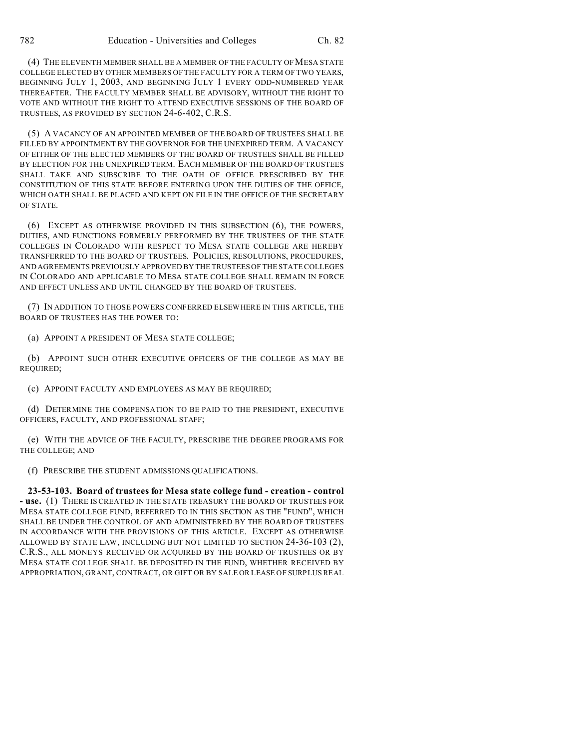(4) THE ELEVENTH MEMBER SHALL BE A MEMBER OF THE FACULTY OF MESA STATE COLLEGE ELECTED BY OTHER MEMBERS OF THE FACULTY FOR A TERM OF TWO YEARS, BEGINNING JULY 1, 2003, AND BEGINNING JULY 1 EVERY ODD-NUMBERED YEAR THEREAFTER. THE FACULTY MEMBER SHALL BE ADVISORY, WITHOUT THE RIGHT TO VOTE AND WITHOUT THE RIGHT TO ATTEND EXECUTIVE SESSIONS OF THE BOARD OF TRUSTEES, AS PROVIDED BY SECTION 24-6-402, C.R.S.

(5) A VACANCY OF AN APPOINTED MEMBER OF THE BOARD OF TRUSTEES SHALL BE FILLED BY APPOINTMENT BY THE GOVERNOR FOR THE UNEXPIRED TERM. A VACANCY OF EITHER OF THE ELECTED MEMBERS OF THE BOARD OF TRUSTEES SHALL BE FILLED BY ELECTION FOR THE UNEXPIRED TERM. EACH MEMBER OF THE BOARD OF TRUSTEES SHALL TAKE AND SUBSCRIBE TO THE OATH OF OFFICE PRESCRIBED BY THE CONSTITUTION OF THIS STATE BEFORE ENTERING UPON THE DUTIES OF THE OFFICE, WHICH OATH SHALL BE PLACED AND KEPT ON FILE IN THE OFFICE OF THE SECRETARY OF STATE.

(6) EXCEPT AS OTHERWISE PROVIDED IN THIS SUBSECTION (6), THE POWERS, DUTIES, AND FUNCTIONS FORMERLY PERFORMED BY THE TRUSTEES OF THE STATE COLLEGES IN COLORADO WITH RESPECT TO MESA STATE COLLEGE ARE HEREBY TRANSFERRED TO THE BOARD OF TRUSTEES. POLICIES, RESOLUTIONS, PROCEDURES, AND AGREEMENTS PREVIOUSLY APPROVED BY THE TRUSTEES OF THE STATE COLLEGES IN COLORADO AND APPLICABLE TO MESA STATE COLLEGE SHALL REMAIN IN FORCE AND EFFECT UNLESS AND UNTIL CHANGED BY THE BOARD OF TRUSTEES.

(7) IN ADDITION TO THOSE POWERS CONFERRED ELSEWHERE IN THIS ARTICLE, THE BOARD OF TRUSTEES HAS THE POWER TO:

(a) APPOINT A PRESIDENT OF MESA STATE COLLEGE;

(b) APPOINT SUCH OTHER EXECUTIVE OFFICERS OF THE COLLEGE AS MAY BE REQUIRED;

(c) APPOINT FACULTY AND EMPLOYEES AS MAY BE REQUIRED;

(d) DETERMINE THE COMPENSATION TO BE PAID TO THE PRESIDENT, EXECUTIVE OFFICERS, FACULTY, AND PROFESSIONAL STAFF;

(e) WITH THE ADVICE OF THE FACULTY, PRESCRIBE THE DEGREE PROGRAMS FOR THE COLLEGE; AND

(f) PRESCRIBE THE STUDENT ADMISSIONS QUALIFICATIONS.

**23-53-103. Board of trustees for Mesa state college fund - creation - control - use.** (1) THERE IS CREATED IN THE STATE TREASURY THE BOARD OF TRUSTEES FOR MESA STATE COLLEGE FUND, REFERRED TO IN THIS SECTION AS THE "FUND", WHICH SHALL BE UNDER THE CONTROL OF AND ADMINISTERED BY THE BOARD OF TRUSTEES IN ACCORDANCE WITH THE PROVISIONS OF THIS ARTICLE. EXCEPT AS OTHERWISE ALLOWED BY STATE LAW, INCLUDING BUT NOT LIMITED TO SECTION 24-36-103 (2), C.R.S., ALL MONEYS RECEIVED OR ACQUIRED BY THE BOARD OF TRUSTEES OR BY MESA STATE COLLEGE SHALL BE DEPOSITED IN THE FUND, WHETHER RECEIVED BY APPROPRIATION, GRANT, CONTRACT, OR GIFT OR BY SALE OR LEASE OF SURPLUS REAL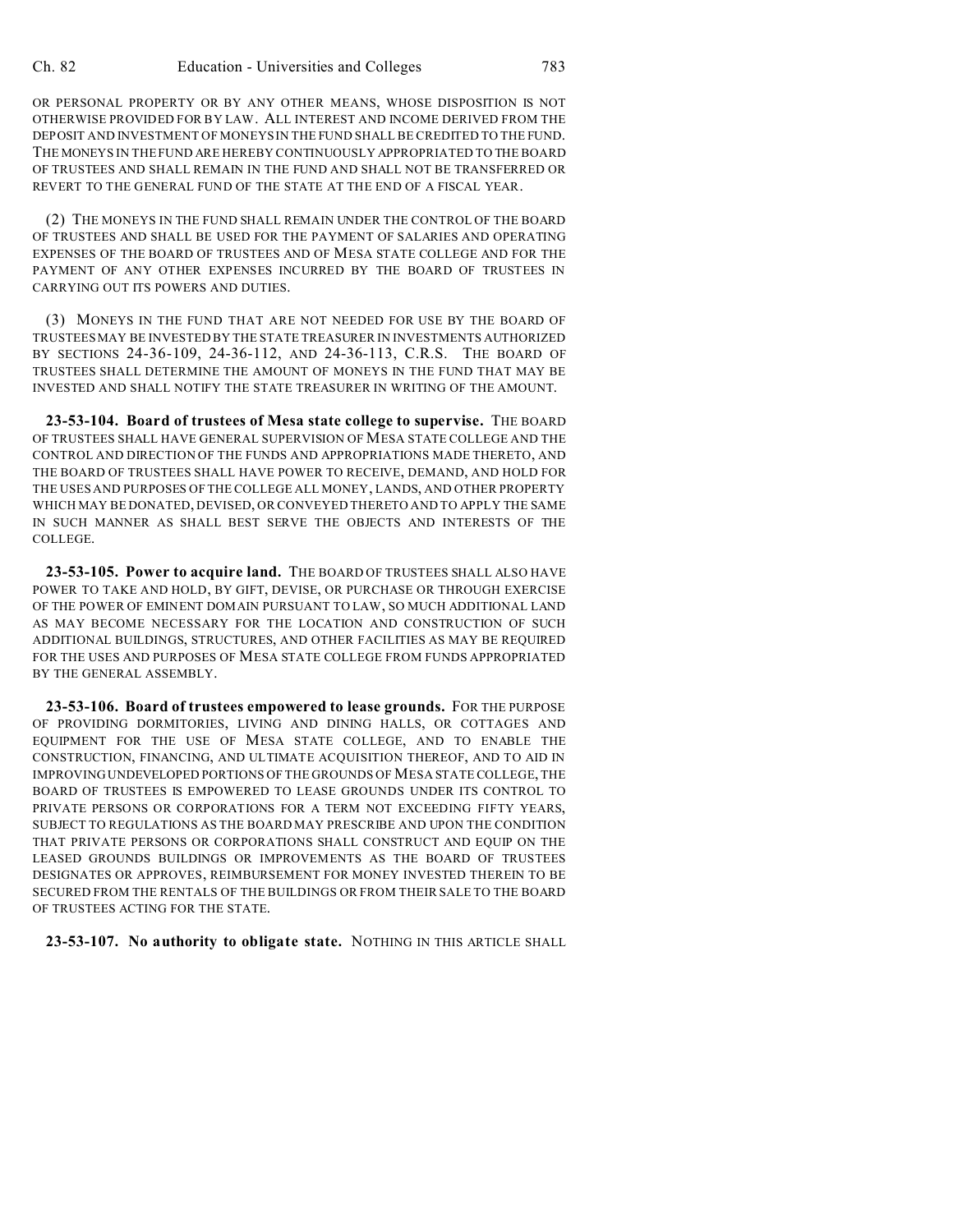OR PERSONAL PROPERTY OR BY ANY OTHER MEANS, WHOSE DISPOSITION IS NOT OTHERWISE PROVIDED FOR BY LAW. ALL INTEREST AND INCOME DERIVED FROM THE DEPOSIT AND INVESTMENT OF MONEYS IN THE FUND SHALL BE CREDITED TO THE FUND. THE MONEYS IN THE FUND ARE HEREBY CONTINUOUSLY APPROPRIATED TO THE BOARD OF TRUSTEES AND SHALL REMAIN IN THE FUND AND SHALL NOT BE TRANSFERRED OR REVERT TO THE GENERAL FUND OF THE STATE AT THE END OF A FISCAL YEAR.

(2) THE MONEYS IN THE FUND SHALL REMAIN UNDER THE CONTROL OF THE BOARD OF TRUSTEES AND SHALL BE USED FOR THE PAYMENT OF SALARIES AND OPERATING EXPENSES OF THE BOARD OF TRUSTEES AND OF MESA STATE COLLEGE AND FOR THE PAYMENT OF ANY OTHER EXPENSES INCURRED BY THE BOARD OF TRUSTEES IN CARRYING OUT ITS POWERS AND DUTIES.

(3) MONEYS IN THE FUND THAT ARE NOT NEEDED FOR USE BY THE BOARD OF TRUSTEES MAY BE INVESTED BY THE STATE TREASURER IN INVESTMENTS AUTHORIZED BY SECTIONS 24-36-109, 24-36-112, AND 24-36-113, C.R.S. THE BOARD OF TRUSTEES SHALL DETERMINE THE AMOUNT OF MONEYS IN THE FUND THAT MAY BE INVESTED AND SHALL NOTIFY THE STATE TREASURER IN WRITING OF THE AMOUNT.

**23-53-104. Board of trustees of Mesa state college to supervise.** THE BOARD OF TRUSTEES SHALL HAVE GENERAL SUPERVISION OF MESA STATE COLLEGE AND THE CONTROL AND DIRECTION OF THE FUNDS AND APPROPRIATIONS MADE THERETO, AND THE BOARD OF TRUSTEES SHALL HAVE POWER TO RECEIVE, DEMAND, AND HOLD FOR THE USES AND PURPOSES OF THE COLLEGE ALL MONEY, LANDS, AND OTHER PROPERTY WHICH MAY BE DONATED, DEVISED, OR CONVEYED THERETO AND TO APPLY THE SAME IN SUCH MANNER AS SHALL BEST SERVE THE OBJECTS AND INTERESTS OF THE COLLEGE.

**23-53-105. Power to acquire land.** THE BOARD OF TRUSTEES SHALL ALSO HAVE POWER TO TAKE AND HOLD, BY GIFT, DEVISE, OR PURCHASE OR THROUGH EXERCISE OF THE POWER OF EMINENT DOMAIN PURSUANT TO LAW, SO MUCH ADDITIONAL LAND AS MAY BECOME NECESSARY FOR THE LOCATION AND CONSTRUCTION OF SUCH ADDITIONAL BUILDINGS, STRUCTURES, AND OTHER FACILITIES AS MAY BE REQUIRED FOR THE USES AND PURPOSES OF MESA STATE COLLEGE FROM FUNDS APPROPRIATED BY THE GENERAL ASSEMBLY.

**23-53-106. Board of trustees empowered to lease grounds.** FOR THE PURPOSE OF PROVIDING DORMITORIES, LIVING AND DINING HALLS, OR COTTAGES AND EQUIPMENT FOR THE USE OF MESA STATE COLLEGE, AND TO ENABLE THE CONSTRUCTION, FINANCING, AND ULTIMATE ACQUISITION THEREOF, AND TO AID IN IMPROVING UNDEVELOPED PORTIONS OF THE GROUNDS OF MESA STATE COLLEGE, THE BOARD OF TRUSTEES IS EMPOWERED TO LEASE GROUNDS UNDER ITS CONTROL TO PRIVATE PERSONS OR CORPORATIONS FOR A TERM NOT EXCEEDING FIFTY YEARS, SUBJECT TO REGULATIONS AS THE BOARD MAY PRESCRIBE AND UPON THE CONDITION THAT PRIVATE PERSONS OR CORPORATIONS SHALL CONSTRUCT AND EQUIP ON THE LEASED GROUNDS BUILDINGS OR IMPROVEMENTS AS THE BOARD OF TRUSTEES DESIGNATES OR APPROVES, REIMBURSEMENT FOR MONEY INVESTED THEREIN TO BE SECURED FROM THE RENTALS OF THE BUILDINGS OR FROM THEIR SALE TO THE BOARD OF TRUSTEES ACTING FOR THE STATE.

**23-53-107. No authority to obligate state.** NOTHING IN THIS ARTICLE SHALL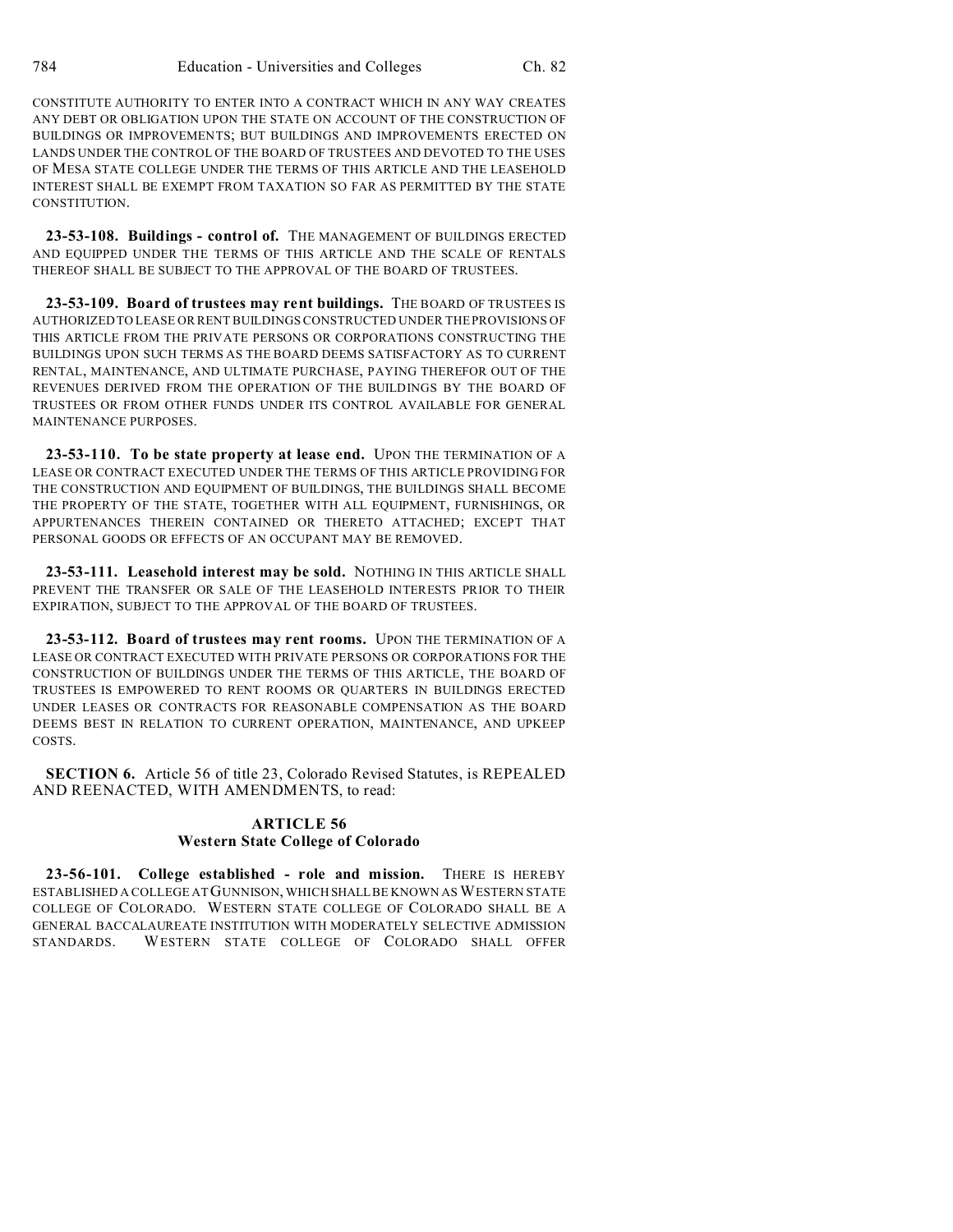CONSTITUTE AUTHORITY TO ENTER INTO A CONTRACT WHICH IN ANY WAY CREATES ANY DEBT OR OBLIGATION UPON THE STATE ON ACCOUNT OF THE CONSTRUCTION OF BUILDINGS OR IMPROVEMENTS; BUT BUILDINGS AND IMPROVEMENTS ERECTED ON LANDS UNDER THE CONTROL OF THE BOARD OF TRUSTEES AND DEVOTED TO THE USES OF MESA STATE COLLEGE UNDER THE TERMS OF THIS ARTICLE AND THE LEASEHOLD INTEREST SHALL BE EXEMPT FROM TAXATION SO FAR AS PERMITTED BY THE STATE CONSTITUTION.

**23-53-108. Buildings - control of.** THE MANAGEMENT OF BUILDINGS ERECTED AND EQUIPPED UNDER THE TERMS OF THIS ARTICLE AND THE SCALE OF RENTALS THEREOF SHALL BE SUBJECT TO THE APPROVAL OF THE BOARD OF TRUSTEES.

**23-53-109. Board of trustees may rent buildings.** THE BOARD OF TRUSTEES IS AUTHORIZED TO LEASE OR RENT BUILDINGS CONSTRUCTED UNDER THE PROVISIONS OF THIS ARTICLE FROM THE PRIVATE PERSONS OR CORPORATIONS CONSTRUCTING THE BUILDINGS UPON SUCH TERMS AS THE BOARD DEEMS SATISFACTORY AS TO CURRENT RENTAL, MAINTENANCE, AND ULTIMATE PURCHASE, PAYING THEREFOR OUT OF THE REVENUES DERIVED FROM THE OPERATION OF THE BUILDINGS BY THE BOARD OF TRUSTEES OR FROM OTHER FUNDS UNDER ITS CONTROL AVAILABLE FOR GENERAL MAINTENANCE PURPOSES.

**23-53-110. To be state property at lease end.** UPON THE TERMINATION OF A LEASE OR CONTRACT EXECUTED UNDER THE TERMS OF THIS ARTICLE PROVIDING FOR THE CONSTRUCTION AND EQUIPMENT OF BUILDINGS, THE BUILDINGS SHALL BECOME THE PROPERTY OF THE STATE, TOGETHER WITH ALL EQUIPMENT, FURNISHINGS, OR APPURTENANCES THEREIN CONTAINED OR THERETO ATTACHED; EXCEPT THAT PERSONAL GOODS OR EFFECTS OF AN OCCUPANT MAY BE REMOVED.

**23-53-111. Leasehold interest may be sold.** NOTHING IN THIS ARTICLE SHALL PREVENT THE TRANSFER OR SALE OF THE LEASEHOLD INTERESTS PRIOR TO THEIR EXPIRATION, SUBJECT TO THE APPROVAL OF THE BOARD OF TRUSTEES.

**23-53-112. Board of trustees may rent rooms.** UPON THE TERMINATION OF A LEASE OR CONTRACT EXECUTED WITH PRIVATE PERSONS OR CORPORATIONS FOR THE CONSTRUCTION OF BUILDINGS UNDER THE TERMS OF THIS ARTICLE, THE BOARD OF TRUSTEES IS EMPOWERED TO RENT ROOMS OR QUARTERS IN BUILDINGS ERECTED UNDER LEASES OR CONTRACTS FOR REASONABLE COMPENSATION AS THE BOARD DEEMS BEST IN RELATION TO CURRENT OPERATION, MAINTENANCE, AND UPKEEP COSTS.

**SECTION 6.** Article 56 of title 23, Colorado Revised Statutes, is REPEALED AND REENACTED, WITH AMENDMENTS, to read:

## ARTICLE 56
## Western State College of Colorado

**23-56-101. College established - role and mission.** THERE IS HEREBY ESTABLISHED A COLLEGE AT GUNNISON, WHICH SHALL BE KNOWN AS WESTERN STATE COLLEGE OF COLORADO. WESTERN STATE COLLEGE OF COLORADO SHALL BE A GENERAL BACCALAUREATE INSTITUTION WITH MODERATELY SELECTIVE ADMISSION STANDARDS. WESTERN STATE COLLEGE OF COLORADO SHALL OFFER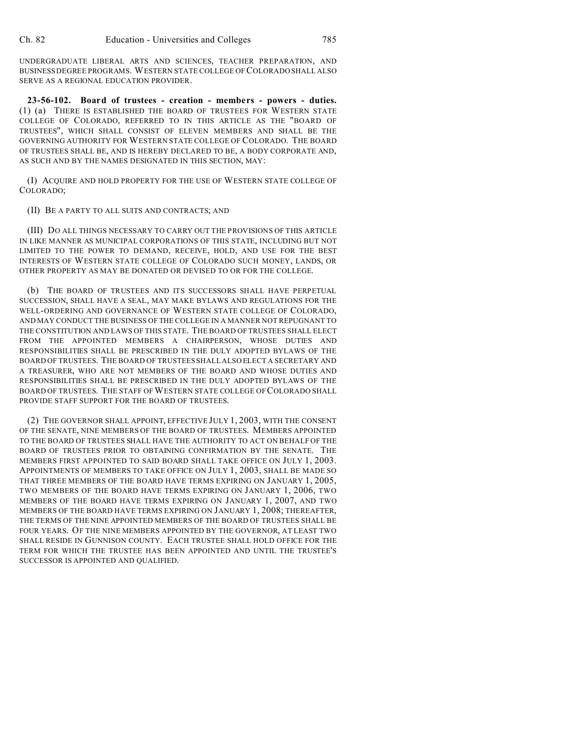UNDERGRADUATE LIBERAL ARTS AND SCIENCES, TEACHER PREPARATION, AND BUSINESS DEGREE PROGRAMS. WESTERN STATE COLLEGE OF COLORADO SHALL ALSO SERVE AS A REGIONAL EDUCATION PROVIDER.

**23-56-102. Board of trustees - creation - members - powers - duties.** (1) (a) THERE IS ESTABLISHED THE BOARD OF TRUSTEES FOR WESTERN STATE COLLEGE OF COLORADO, REFERRED TO IN THIS ARTICLE AS THE "BOARD OF TRUSTEES", WHICH SHALL CONSIST OF ELEVEN MEMBERS AND SHALL BE THE GOVERNING AUTHORITY FOR WESTERN STATE COLLEGE OF COLORADO. THE BOARD OF TRUSTEES SHALL BE, AND IS HEREBY DECLARED TO BE, A BODY CORPORATE AND, AS SUCH AND BY THE NAMES DESIGNATED IN THIS SECTION, MAY:

(I) ACQUIRE AND HOLD PROPERTY FOR THE USE OF WESTERN STATE COLLEGE OF COLORADO;

(II) BE A PARTY TO ALL SUITS AND CONTRACTS; AND

(III) DO ALL THINGS NECESSARY TO CARRY OUT THE PROVISIONS OF THIS ARTICLE IN LIKE MANNER AS MUNICIPAL CORPORATIONS OF THIS STATE, INCLUDING BUT NOT LIMITED TO THE POWER TO DEMAND, RECEIVE, HOLD, AND USE FOR THE BEST INTERESTS OF WESTERN STATE COLLEGE OF COLORADO SUCH MONEY, LANDS, OR OTHER PROPERTY AS MAY BE DONATED OR DEVISED TO OR FOR THE COLLEGE.

(b) THE BOARD OF TRUSTEES AND ITS SUCCESSORS SHALL HAVE PERPETUAL SUCCESSION, SHALL HAVE A SEAL, MAY MAKE BYLAWS AND REGULATIONS FOR THE WELL-ORDERING AND GOVERNANCE OF WESTERN STATE COLLEGE OF COLORADO, AND MAY CONDUCT THE BUSINESS OF THE COLLEGE IN A MANNER NOT REPUGNANT TO THE CONSTITUTION AND LAWS OF THIS STATE. THE BOARD OF TRUSTEES SHALL ELECT FROM THE APPOINTED MEMBERS A CHAIRPERSON, WHOSE DUTIES AND RESPONSIBILITIES SHALL BE PRESCRIBED IN THE DULY ADOPTED BYLAWS OF THE BOARD OF TRUSTEES. THE BOARD OF TRUSTEES SHALL ALSO ELECT A SECRETARY AND A TREASURER, WHO ARE NOT MEMBERS OF THE BOARD AND WHOSE DUTIES AND RESPONSIBILITIES SHALL BE PRESCRIBED IN THE DULY ADOPTED BYLAWS OF THE BOARD OF TRUSTEES. THE STAFF OF WESTERN STATE COLLEGE OF COLORADO SHALL PROVIDE STAFF SUPPORT FOR THE BOARD OF TRUSTEES.

(2) THE GOVERNOR SHALL APPOINT, EFFECTIVE JULY 1, 2003, WITH THE CONSENT OF THE SENATE, NINE MEMBERS OF THE BOARD OF TRUSTEES. MEMBERS APPOINTED TO THE BOARD OF TRUSTEES SHALL HAVE THE AUTHORITY TO ACT ON BEHALF OF THE BOARD OF TRUSTEES PRIOR TO OBTAINING CONFIRMATION BY THE SENATE. THE MEMBERS FIRST APPOINTED TO SAID BOARD SHALL TAKE OFFICE ON JULY 1, 2003. APPOINTMENTS OF MEMBERS TO TAKE OFFICE ON JULY 1, 2003, SHALL BE MADE SO THAT THREE MEMBERS OF THE BOARD HAVE TERMS EXPIRING ON JANUARY 1, 2005, TWO MEMBERS OF THE BOARD HAVE TERMS EXPIRING ON JANUARY 1, 2006, TWO MEMBERS OF THE BOARD HAVE TERMS EXPIRING ON JANUARY 1, 2007, AND TWO MEMBERS OF THE BOARD HAVE TERMS EXPIRING ON JANUARY 1, 2008; THEREAFTER, THE TERMS OF THE NINE APPOINTED MEMBERS OF THE BOARD OF TRUSTEES SHALL BE FOUR YEARS. OF THE NINE MEMBERS APPOINTED BY THE GOVERNOR, AT LEAST TWO SHALL RESIDE IN GUNNISON COUNTY. EACH TRUSTEE SHALL HOLD OFFICE FOR THE TERM FOR WHICH THE TRUSTEE HAS BEEN APPOINTED AND UNTIL THE TRUSTEE'S SUCCESSOR IS APPOINTED AND QUALIFIED.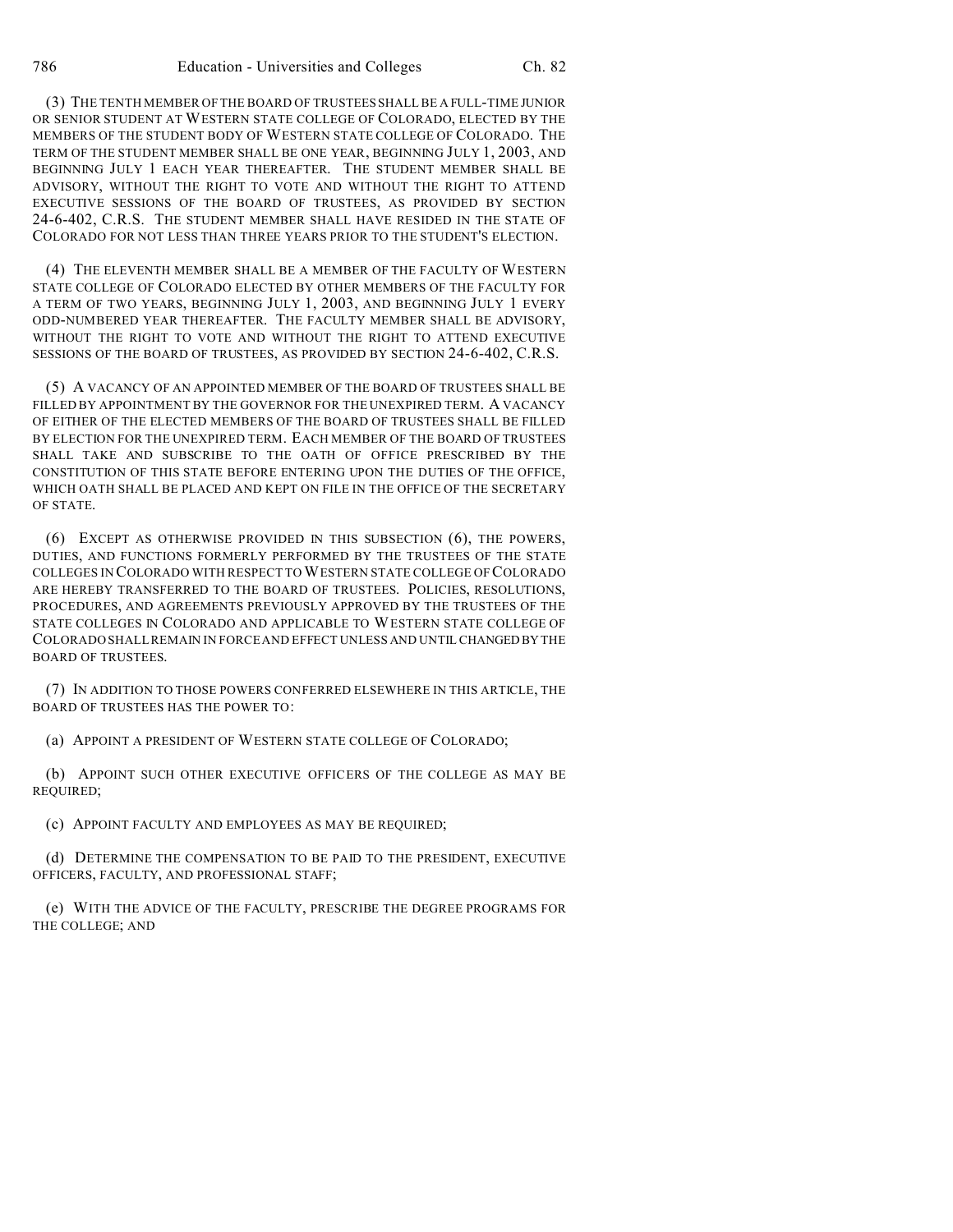(3) THE TENTH MEMBER OF THE BOARD OF TRUSTEES SHALL BE A FULL-TIME JUNIOR OR SENIOR STUDENT AT WESTERN STATE COLLEGE OF COLORADO, ELECTED BY THE MEMBERS OF THE STUDENT BODY OF WESTERN STATE COLLEGE OF COLORADO. THE TERM OF THE STUDENT MEMBER SHALL BE ONE YEAR, BEGINNING JULY 1, 2003, AND BEGINNING JULY 1 EACH YEAR THEREAFTER. THE STUDENT MEMBER SHALL BE ADVISORY, WITHOUT THE RIGHT TO VOTE AND WITHOUT THE RIGHT TO ATTEND EXECUTIVE SESSIONS OF THE BOARD OF TRUSTEES, AS PROVIDED BY SECTION 24-6-402, C.R.S. THE STUDENT MEMBER SHALL HAVE RESIDED IN THE STATE OF COLORADO FOR NOT LESS THAN THREE YEARS PRIOR TO THE STUDENT'S ELECTION.

(4) THE ELEVENTH MEMBER SHALL BE A MEMBER OF THE FACULTY OF WESTERN STATE COLLEGE OF COLORADO ELECTED BY OTHER MEMBERS OF THE FACULTY FOR A TERM OF TWO YEARS, BEGINNING JULY 1, 2003, AND BEGINNING JULY 1 EVERY ODD-NUMBERED YEAR THEREAFTER. THE FACULTY MEMBER SHALL BE ADVISORY, WITHOUT THE RIGHT TO VOTE AND WITHOUT THE RIGHT TO ATTEND EXECUTIVE SESSIONS OF THE BOARD OF TRUSTEES, AS PROVIDED BY SECTION 24-6-402, C.R.S.

(5) A VACANCY OF AN APPOINTED MEMBER OF THE BOARD OF TRUSTEES SHALL BE FILLED BY APPOINTMENT BY THE GOVERNOR FOR THE UNEXPIRED TERM. A VACANCY OF EITHER OF THE ELECTED MEMBERS OF THE BOARD OF TRUSTEES SHALL BE FILLED BY ELECTION FOR THE UNEXPIRED TERM. EACH MEMBER OF THE BOARD OF TRUSTEES SHALL TAKE AND SUBSCRIBE TO THE OATH OF OFFICE PRESCRIBED BY THE CONSTITUTION OF THIS STATE BEFORE ENTERING UPON THE DUTIES OF THE OFFICE, WHICH OATH SHALL BE PLACED AND KEPT ON FILE IN THE OFFICE OF THE SECRETARY OF STATE.

(6) EXCEPT AS OTHERWISE PROVIDED IN THIS SUBSECTION (6), THE POWERS, DUTIES, AND FUNCTIONS FORMERLY PERFORMED BY THE TRUSTEES OF THE STATE COLLEGES IN COLORADO WITH RESPECT TO WESTERN STATE COLLEGE OF COLORADO ARE HEREBY TRANSFERRED TO THE BOARD OF TRUSTEES. POLICIES, RESOLUTIONS, PROCEDURES, AND AGREEMENTS PREVIOUSLY APPROVED BY THE TRUSTEES OF THE STATE COLLEGES IN COLORADO AND APPLICABLE TO WESTERN STATE COLLEGE OF COLORADO SHALL REMAIN IN FORCE AND EFFECT UNLESS AND UNTIL CHANGED BY THE BOARD OF TRUSTEES.

(7) IN ADDITION TO THOSE POWERS CONFERRED ELSEWHERE IN THIS ARTICLE, THE BOARD OF TRUSTEES HAS THE POWER TO:

(a) APPOINT A PRESIDENT OF WESTERN STATE COLLEGE OF COLORADO;

(b) APPOINT SUCH OTHER EXECUTIVE OFFICERS OF THE COLLEGE AS MAY BE REQUIRED;

(c) APPOINT FACULTY AND EMPLOYEES AS MAY BE REQUIRED;

(d) DETERMINE THE COMPENSATION TO BE PAID TO THE PRESIDENT, EXECUTIVE OFFICERS, FACULTY, AND PROFESSIONAL STAFF;

(e) WITH THE ADVICE OF THE FACULTY, PRESCRIBE THE DEGREE PROGRAMS FOR THE COLLEGE; AND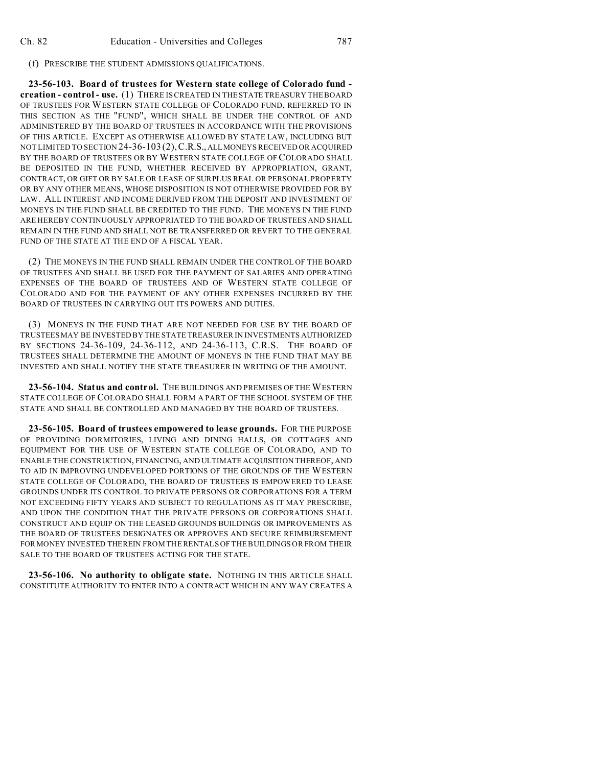(f) PRESCRIBE THE STUDENT ADMISSIONS QUALIFICATIONS.

**23-56-103. Board of trustees for Western state college of Colorado fund - creation - control - use.** (1) THERE IS CREATED IN THE STATE TREASURY THE BOARD OF TRUSTEES FOR WESTERN STATE COLLEGE OF COLORADO FUND, REFERRED TO IN THIS SECTION AS THE "FUND", WHICH SHALL BE UNDER THE CONTROL OF AND ADMINISTERED BY THE BOARD OF TRUSTEES IN ACCORDANCE WITH THE PROVISIONS OF THIS ARTICLE. EXCEPT AS OTHERWISE ALLOWED BY STATE LAW, INCLUDING BUT NOT LIMITED TO SECTION 24-36-103 (2), C.R.S., ALL MONEYS RECEIVED OR ACQUIRED BY THE BOARD OF TRUSTEES OR BY WESTERN STATE COLLEGE OF COLORADO SHALL BE DEPOSITED IN THE FUND, WHETHER RECEIVED BY APPROPRIATION, GRANT, CONTRACT, OR GIFT OR BY SALE OR LEASE OF SURPLUS REAL OR PERSONAL PROPERTY OR BY ANY OTHER MEANS, WHOSE DISPOSITION IS NOT OTHERWISE PROVIDED FOR BY LAW. ALL INTEREST AND INCOME DERIVED FROM THE DEPOSIT AND INVESTMENT OF MONEYS IN THE FUND SHALL BE CREDITED TO THE FUND. THE MONEYS IN THE FUND ARE HEREBY CONTINUOUSLY APPROPRIATED TO THE BOARD OF TRUSTEES AND SHALL REMAIN IN THE FUND AND SHALL NOT BE TRANSFERRED OR REVERT TO THE GENERAL FUND OF THE STATE AT THE END OF A FISCAL YEAR.

(2) THE MONEYS IN THE FUND SHALL REMAIN UNDER THE CONTROL OF THE BOARD OF TRUSTEES AND SHALL BE USED FOR THE PAYMENT OF SALARIES AND OPERATING EXPENSES OF THE BOARD OF TRUSTEES AND OF WESTERN STATE COLLEGE OF COLORADO AND FOR THE PAYMENT OF ANY OTHER EXPENSES INCURRED BY THE BOARD OF TRUSTEES IN CARRYING OUT ITS POWERS AND DUTIES.

(3) MONEYS IN THE FUND THAT ARE NOT NEEDED FOR USE BY THE BOARD OF TRUSTEES MAY BE INVESTED BY THE STATE TREASURER IN INVESTMENTS AUTHORIZED BY SECTIONS 24-36-109, 24-36-112, AND 24-36-113, C.R.S. THE BOARD OF TRUSTEES SHALL DETERMINE THE AMOUNT OF MONEYS IN THE FUND THAT MAY BE INVESTED AND SHALL NOTIFY THE STATE TREASURER IN WRITING OF THE AMOUNT.

**23-56-104. Status and control.** THE BUILDINGS AND PREMISES OF THE WESTERN STATE COLLEGE OF COLORADO SHALL FORM A PART OF THE SCHOOL SYSTEM OF THE STATE AND SHALL BE CONTROLLED AND MANAGED BY THE BOARD OF TRUSTEES.

**23-56-105. Board of trustees empowered to lease grounds.** FOR THE PURPOSE OF PROVIDING DORMITORIES, LIVING AND DINING HALLS, OR COTTAGES AND EQUIPMENT FOR THE USE OF WESTERN STATE COLLEGE OF COLORADO, AND TO ENABLE THE CONSTRUCTION, FINANCING, AND ULTIMATE ACQUISITION THEREOF, AND TO AID IN IMPROVING UNDEVELOPED PORTIONS OF THE GROUNDS OF THE WESTERN STATE COLLEGE OF COLORADO, THE BOARD OF TRUSTEES IS EMPOWERED TO LEASE GROUNDS UNDER ITS CONTROL TO PRIVATE PERSONS OR CORPORATIONS FOR A TERM NOT EXCEEDING FIFTY YEARS AND SUBJECT TO REGULATIONS AS IT MAY PRESCRIBE, AND UPON THE CONDITION THAT THE PRIVATE PERSONS OR CORPORATIONS SHALL CONSTRUCT AND EQUIP ON THE LEASED GROUNDS BUILDINGS OR IMPROVEMENTS AS THE BOARD OF TRUSTEES DESIGNATES OR APPROVES AND SECURE REIMBURSEMENT FOR MONEY INVESTED THEREIN FROM THE RENTALS OF THE BUILDINGS OR FROM THEIR SALE TO THE BOARD OF TRUSTEES ACTING FOR THE STATE.

**23-56-106. No authority to obligate state.** NOTHING IN THIS ARTICLE SHALL CONSTITUTE AUTHORITY TO ENTER INTO A CONTRACT WHICH IN ANY WAY CREATES A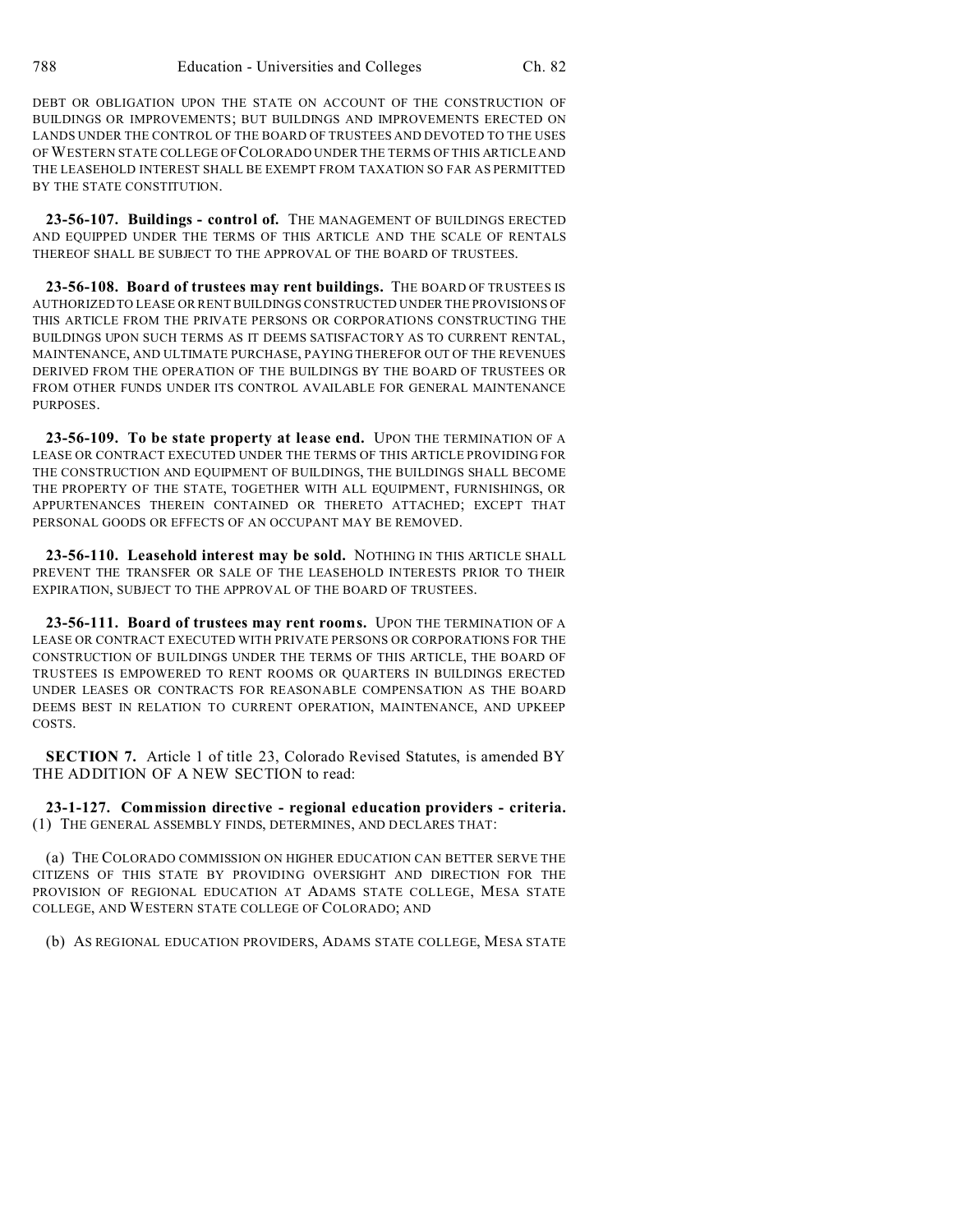DEBT OR OBLIGATION UPON THE STATE ON ACCOUNT OF THE CONSTRUCTION OF BUILDINGS OR IMPROVEMENTS; BUT BUILDINGS AND IMPROVEMENTS ERECTED ON LANDS UNDER THE CONTROL OF THE BOARD OF TRUSTEES AND DEVOTED TO THE USES OF WESTERN STATE COLLEGE OF COLORADO UNDER THE TERMS OF THIS ARTICLE AND THE LEASEHOLD INTEREST SHALL BE EXEMPT FROM TAXATION SO FAR AS PERMITTED BY THE STATE CONSTITUTION.

**23-56-107. Buildings - control of.** THE MANAGEMENT OF BUILDINGS ERECTED AND EQUIPPED UNDER THE TERMS OF THIS ARTICLE AND THE SCALE OF RENTALS THEREOF SHALL BE SUBJECT TO THE APPROVAL OF THE BOARD OF TRUSTEES.

**23-56-108. Board of trustees may rent buildings.** THE BOARD OF TRUSTEES IS AUTHORIZED TO LEASE OR RENT BUILDINGS CONSTRUCTED UNDER THE PROVISIONS OF THIS ARTICLE FROM THE PRIVATE PERSONS OR CORPORATIONS CONSTRUCTING THE BUILDINGS UPON SUCH TERMS AS IT DEEMS SATISFACTORY AS TO CURRENT RENTAL, MAINTENANCE, AND ULTIMATE PURCHASE, PAYING THEREFOR OUT OF THE REVENUES DERIVED FROM THE OPERATION OF THE BUILDINGS BY THE BOARD OF TRUSTEES OR FROM OTHER FUNDS UNDER ITS CONTROL AVAILABLE FOR GENERAL MAINTENANCE PURPOSES.

**23-56-109. To be state property at lease end.** UPON THE TERMINATION OF A LEASE OR CONTRACT EXECUTED UNDER THE TERMS OF THIS ARTICLE PROVIDING FOR THE CONSTRUCTION AND EQUIPMENT OF BUILDINGS, THE BUILDINGS SHALL BECOME THE PROPERTY OF THE STATE, TOGETHER WITH ALL EQUIPMENT, FURNISHINGS, OR APPURTENANCES THEREIN CONTAINED OR THERETO ATTACHED; EXCEPT THAT PERSONAL GOODS OR EFFECTS OF AN OCCUPANT MAY BE REMOVED.

**23-56-110. Leasehold interest may be sold.** NOTHING IN THIS ARTICLE SHALL PREVENT THE TRANSFER OR SALE OF THE LEASEHOLD INTERESTS PRIOR TO THEIR EXPIRATION, SUBJECT TO THE APPROVAL OF THE BOARD OF TRUSTEES.

**23-56-111. Board of trustees may rent rooms.** UPON THE TERMINATION OF A LEASE OR CONTRACT EXECUTED WITH PRIVATE PERSONS OR CORPORATIONS FOR THE CONSTRUCTION OF BUILDINGS UNDER THE TERMS OF THIS ARTICLE, THE BOARD OF TRUSTEES IS EMPOWERED TO RENT ROOMS OR QUARTERS IN BUILDINGS ERECTED UNDER LEASES OR CONTRACTS FOR REASONABLE COMPENSATION AS THE BOARD DEEMS BEST IN RELATION TO CURRENT OPERATION, MAINTENANCE, AND UPKEEP COSTS.

**SECTION 7.** Article 1 of title 23, Colorado Revised Statutes, is amended BY THE ADDITION OF A NEW SECTION to read:

**23-1-127. Commission directive - regional education providers - criteria.** (1) THE GENERAL ASSEMBLY FINDS, DETERMINES, AND DECLARES THAT:

(a) THE COLORADO COMMISSION ON HIGHER EDUCATION CAN BETTER SERVE THE CITIZENS OF THIS STATE BY PROVIDING OVERSIGHT AND DIRECTION FOR THE PROVISION OF REGIONAL EDUCATION AT ADAMS STATE COLLEGE, MESA STATE COLLEGE, AND WESTERN STATE COLLEGE OF COLORADO; AND

(b) AS REGIONAL EDUCATION PROVIDERS, ADAMS STATE COLLEGE, MESA STATE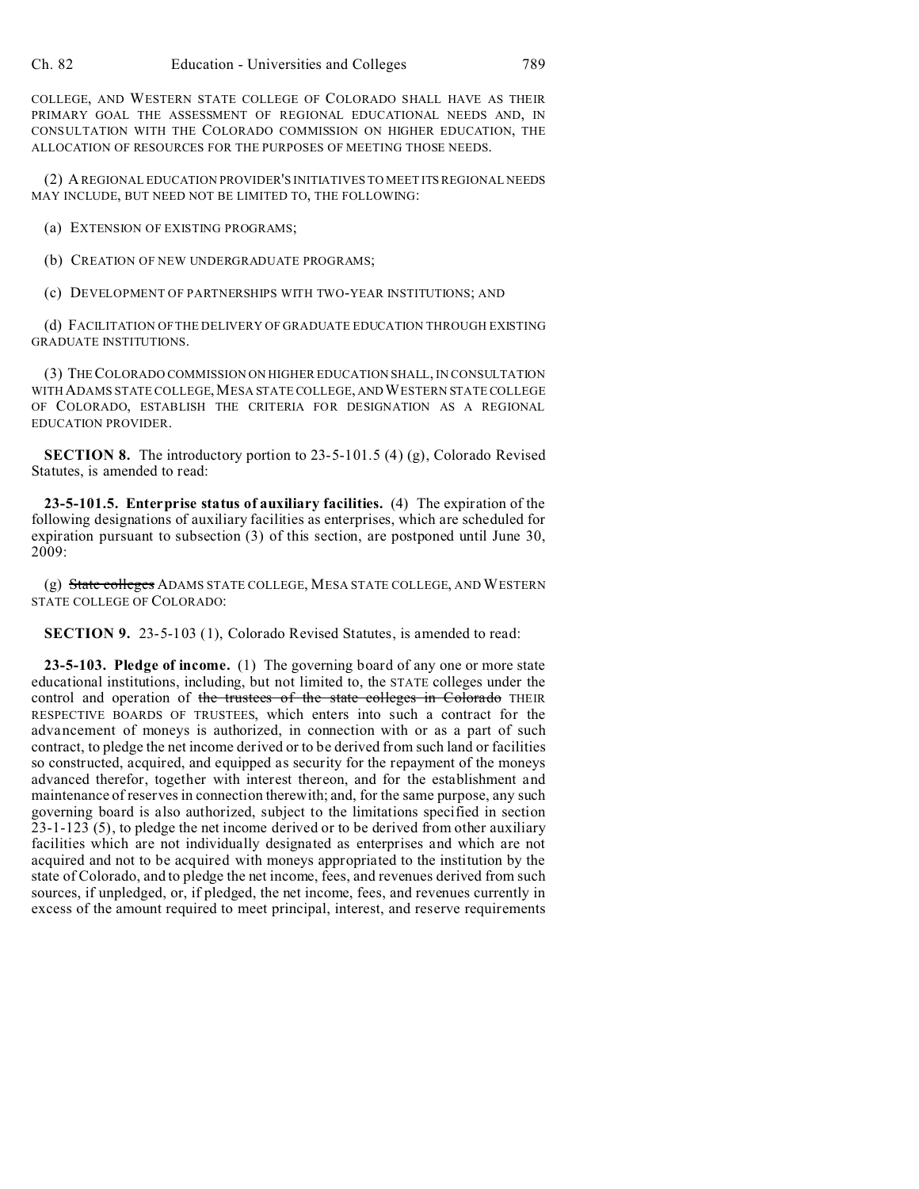COLLEGE, AND WESTERN STATE COLLEGE OF COLORADO SHALL HAVE AS THEIR PRIMARY GOAL THE ASSESSMENT OF REGIONAL EDUCATIONAL NEEDS AND, IN CONSULTATION WITH THE COLORADO COMMISSION ON HIGHER EDUCATION, THE ALLOCATION OF RESOURCES FOR THE PURPOSES OF MEETING THOSE NEEDS.

(2) A REGIONAL EDUCATION PROVIDER'S INITIATIVES TO MEET ITS REGIONAL NEEDS MAY INCLUDE, BUT NEED NOT BE LIMITED TO, THE FOLLOWING:

(a) EXTENSION OF EXISTING PROGRAMS;

(b) CREATION OF NEW UNDERGRADUATE PROGRAMS;

(c) DEVELOPMENT OF PARTNERSHIPS WITH TWO-YEAR INSTITUTIONS; AND

(d) FACILITATION OF THE DELIVERY OF GRADUATE EDUCATION THROUGH EXISTING GRADUATE INSTITUTIONS.

(3) THE COLORADO COMMISSION ON HIGHER EDUCATION SHALL, IN CONSULTATION WITH ADAMS STATE COLLEGE, MESA STATE COLLEGE, AND WESTERN STATE COLLEGE OF COLORADO, ESTABLISH THE CRITERIA FOR DESIGNATION AS A REGIONAL EDUCATION PROVIDER.

**SECTION 8.** The introductory portion to 23-5-101.5 (4) (g), Colorado Revised Statutes, is amended to read:

**23-5-101.5. Enterprise status of auxiliary facilities.** (4) The expiration of the following designations of auxiliary facilities as enterprises, which are scheduled for expiration pursuant to subsection (3) of this section, are postponed until June 30, 2009:

(g) ~~State colleges~~ ADAMS STATE COLLEGE, MESA STATE COLLEGE, AND WESTERN STATE COLLEGE OF COLORADO:

**SECTION 9.** 23-5-103 (1), Colorado Revised Statutes, is amended to read:

**23-5-103. Pledge of income.** (1) The governing board of any one or more state educational institutions, including, but not limited to, the STATE colleges under the control and operation of ~~the trustees of the state colleges in Colorado~~ THEIR RESPECTIVE BOARDS OF TRUSTEES, which enters into such a contract for the advancement of moneys is authorized, in connection with or as a part of such contract, to pledge the net income derived or to be derived from such land or facilities so constructed, acquired, and equipped as security for the repayment of the moneys advanced therefor, together with interest thereon, and for the establishment and maintenance of reserves in connection therewith; and, for the same purpose, any such governing board is also authorized, subject to the limitations specified in section 23-1-123 (5), to pledge the net income derived or to be derived from other auxiliary facilities which are not individually designated as enterprises and which are not acquired and not to be acquired with moneys appropriated to the institution by the state of Colorado, and to pledge the net income, fees, and revenues derived from such sources, if unpledged, or, if pledged, the net income, fees, and revenues currently in excess of the amount required to meet principal, interest, and reserve requirements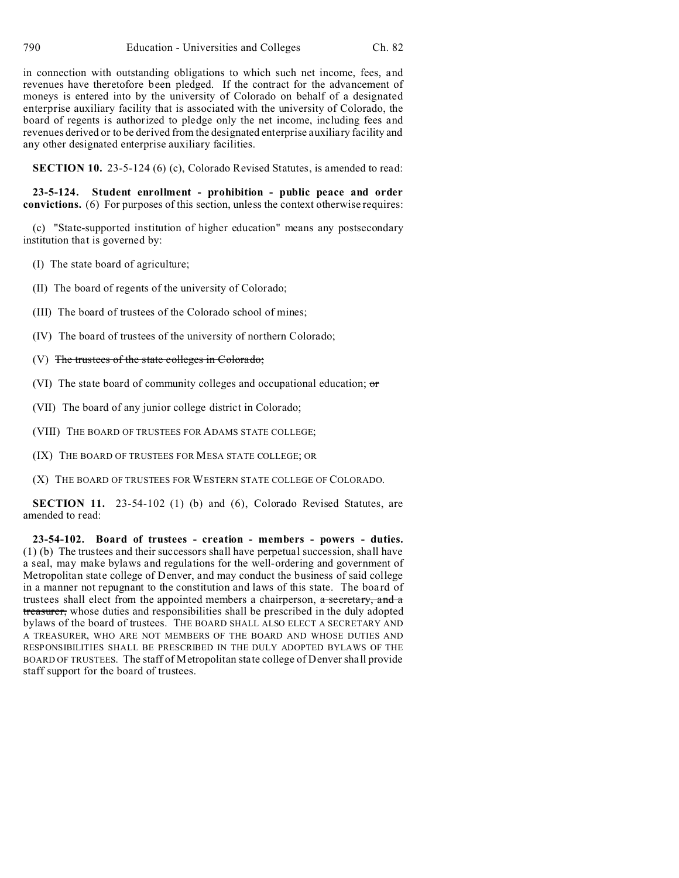in connection with outstanding obligations to which such net income, fees, and revenues have theretofore been pledged. If the contract for the advancement of moneys is entered into by the university of Colorado on behalf of a designated enterprise auxiliary facility that is associated with the university of Colorado, the board of regents is authorized to pledge only the net income, including fees and revenues derived or to be derived from the designated enterprise auxiliary facility and any other designated enterprise auxiliary facilities.

**SECTION 10.** 23-5-124 (6) (c), Colorado Revised Statutes, is amended to read:

**23-5-124. Student enrollment - prohibition - public peace and order convictions.** (6) For purposes of this section, unless the context otherwise requires:

(c) "State-supported institution of higher education" means any postsecondary institution that is governed by:

(I) The state board of agriculture;

(II) The board of regents of the university of Colorado;

(III) The board of trustees of the Colorado school of mines;

(IV) The board of trustees of the university of northern Colorado;

(V) ~~The trustees of the state colleges in Colorado;~~

(VI) The state board of community colleges and occupational education; ~~or~~

(VII) The board of any junior college district in Colorado;

(VIII) THE BOARD OF TRUSTEES FOR ADAMS STATE COLLEGE;

(IX) THE BOARD OF TRUSTEES FOR MESA STATE COLLEGE; OR

(X) THE BOARD OF TRUSTEES FOR WESTERN STATE COLLEGE OF COLORADO.

**SECTION 11.** 23-54-102 (1) (b) and (6), Colorado Revised Statutes, are amended to read:

**23-54-102. Board of trustees - creation - members - powers - duties.** (1) (b) The trustees and their successors shall have perpetual succession, shall have a seal, may make bylaws and regulations for the well-ordering and government of Metropolitan state college of Denver, and may conduct the business of said college in a manner not repugnant to the constitution and laws of this state. The board of trustees shall elect from the appointed members a chairperson, ~~a secretary, and a treasurer,~~ whose duties and responsibilities shall be prescribed in the duly adopted bylaws of the board of trustees. THE BOARD SHALL ALSO ELECT A SECRETARY AND A TREASURER, WHO ARE NOT MEMBERS OF THE BOARD AND WHOSE DUTIES AND RESPONSIBILITIES SHALL BE PRESCRIBED IN THE DULY ADOPTED BYLAWS OF THE BOARD OF TRUSTEES. The staff of Metropolitan state college of Denver shall provide staff support for the board of trustees.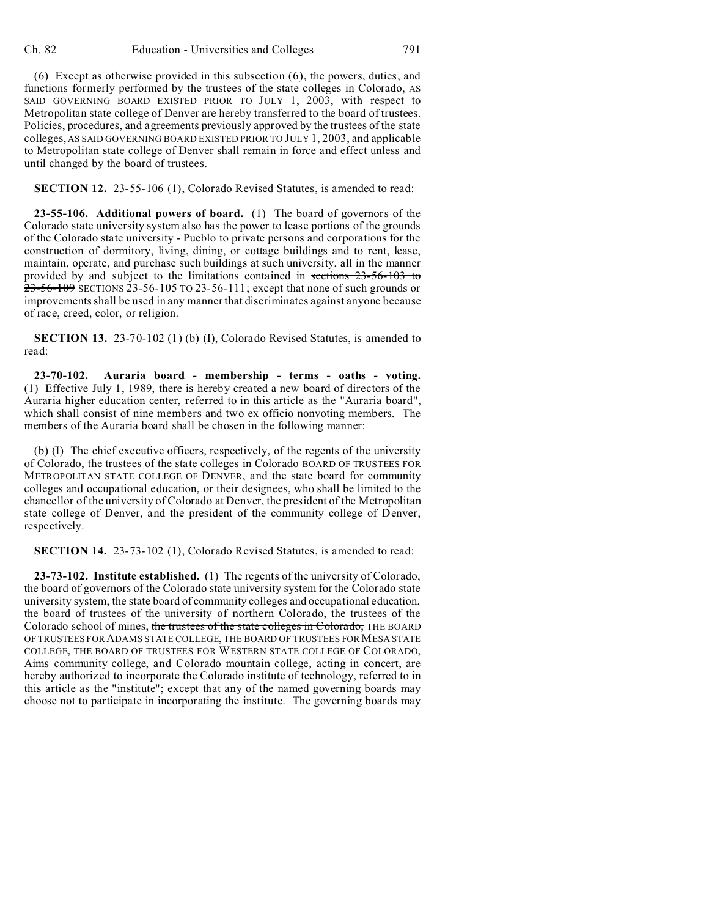(6) Except as otherwise provided in this subsection (6), the powers, duties, and functions formerly performed by the trustees of the state colleges in Colorado, AS SAID GOVERNING BOARD EXISTED PRIOR TO JULY 1, 2003, with respect to Metropolitan state college of Denver are hereby transferred to the board of trustees. Policies, procedures, and agreements previously approved by the trustees of the state colleges, AS SAID GOVERNING BOARD EXISTED PRIOR TO JULY 1, 2003, and applicable to Metropolitan state college of Denver shall remain in force and effect unless and until changed by the board of trustees.

**SECTION 12.** 23-55-106 (1), Colorado Revised Statutes, is amended to read:

**23-55-106. Additional powers of board.** (1) The board of governors of the Colorado state university system also has the power to lease portions of the grounds of the Colorado state university - Pueblo to private persons and corporations for the construction of dormitory, living, dining, or cottage buildings and to rent, lease, maintain, operate, and purchase such buildings at such university, all in the manner provided by and subject to the limitations contained in ~~sections 23-56-103 to 23-56-109~~ SECTIONS 23-56-105 TO 23-56-111; except that none of such grounds or improvements shall be used in any manner that discriminates against anyone because of race, creed, color, or religion.

**SECTION 13.** 23-70-102 (1) (b) (I), Colorado Revised Statutes, is amended to read:

**23-70-102. Auraria board - membership - terms - oaths - voting.** (1) Effective July 1, 1989, there is hereby created a new board of directors of the Auraria higher education center, referred to in this article as the "Auraria board", which shall consist of nine members and two ex officio nonvoting members. The members of the Auraria board shall be chosen in the following manner:

(b) (I) The chief executive officers, respectively, of the regents of the university of Colorado, the ~~trustees of the state colleges in Colorado~~ BOARD OF TRUSTEES FOR METROPOLITAN STATE COLLEGE OF DENVER, and the state board for community colleges and occupational education, or their designees, who shall be limited to the chancellor of the university of Colorado at Denver, the president of the Metropolitan state college of Denver, and the president of the community college of Denver, respectively.

**SECTION 14.** 23-73-102 (1), Colorado Revised Statutes, is amended to read:

**23-73-102. Institute established.** (1) The regents of the university of Colorado, the board of governors of the Colorado state university system for the Colorado state university system, the state board of community colleges and occupational education, the board of trustees of the university of northern Colorado, the trustees of the Colorado school of mines, ~~the trustees of the state colleges in Colorado,~~ THE BOARD OF TRUSTEES FOR ADAMS STATE COLLEGE, THE BOARD OF TRUSTEES FOR MESA STATE COLLEGE, THE BOARD OF TRUSTEES FOR WESTERN STATE COLLEGE OF COLORADO, Aims community college, and Colorado mountain college, acting in concert, are hereby authorized to incorporate the Colorado institute of technology, referred to in this article as the "institute"; except that any of the named governing boards may choose not to participate in incorporating the institute. The governing boards may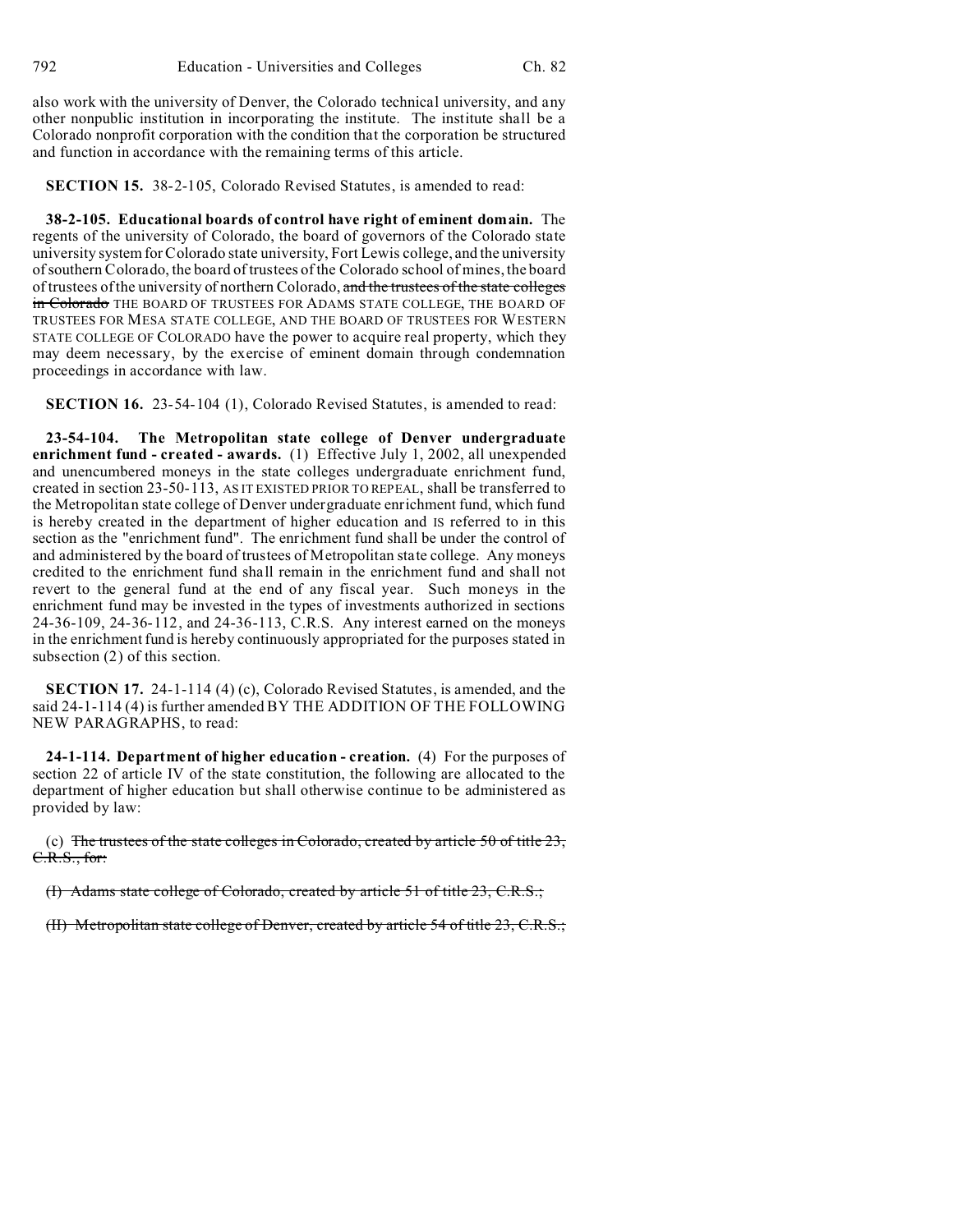also work with the university of Denver, the Colorado technical university, and any other nonpublic institution in incorporating the institute. The institute shall be a Colorado nonprofit corporation with the condition that the corporation be structured and function in accordance with the remaining terms of this article.

**SECTION 15.** 38-2-105, Colorado Revised Statutes, is amended to read:

**38-2-105. Educational boards of control have right of eminent domain.** The regents of the university of Colorado, the board of governors of the Colorado state university system for Colorado state university, Fort Lewis college, and the university of southern Colorado, the board of trustees of the Colorado school of mines, the board of trustees of the university of northern Colorado, ~~and the trustees of the state colleges in Colorado~~ THE BOARD OF TRUSTEES FOR ADAMS STATE COLLEGE, THE BOARD OF TRUSTEES FOR MESA STATE COLLEGE, AND THE BOARD OF TRUSTEES FOR WESTERN STATE COLLEGE OF COLORADO have the power to acquire real property, which they may deem necessary, by the exercise of eminent domain through condemnation proceedings in accordance with law.

**SECTION 16.** 23-54-104 (1), Colorado Revised Statutes, is amended to read:

**23-54-104. The Metropolitan state college of Denver undergraduate enrichment fund - created - awards.** (1) Effective July 1, 2002, all unexpended and unencumbered moneys in the state colleges undergraduate enrichment fund, created in section 23-50-113, AS IT EXISTED PRIOR TO REPEAL, shall be transferred to the Metropolitan state college of Denver undergraduate enrichment fund, which fund is hereby created in the department of higher education and IS referred to in this section as the "enrichment fund". The enrichment fund shall be under the control of and administered by the board of trustees of Metropolitan state college. Any moneys credited to the enrichment fund shall remain in the enrichment fund and shall not revert to the general fund at the end of any fiscal year. Such moneys in the enrichment fund may be invested in the types of investments authorized in sections 24-36-109, 24-36-112, and 24-36-113, C.R.S. Any interest earned on the moneys in the enrichment fund is hereby continuously appropriated for the purposes stated in subsection (2) of this section.

**SECTION 17.** 24-1-114 (4) (c), Colorado Revised Statutes, is amended, and the said 24-1-114 (4) is further amended BY THE ADDITION OF THE FOLLOWING NEW PARAGRAPHS, to read:

**24-1-114. Department of higher education - creation.** (4) For the purposes of section 22 of article IV of the state constitution, the following are allocated to the department of higher education but shall otherwise continue to be administered as provided by law:

(c) ~~The trustees of the state colleges in Colorado, created by article 50 of title 23, C.R.S., for:~~

~~(I) Adams state college of Colorado, created by article 51 of title 23, C.R.S.;~~

~~(II) Metropolitan state college of Denver, created by article 54 of title 23, C.R.S.;~~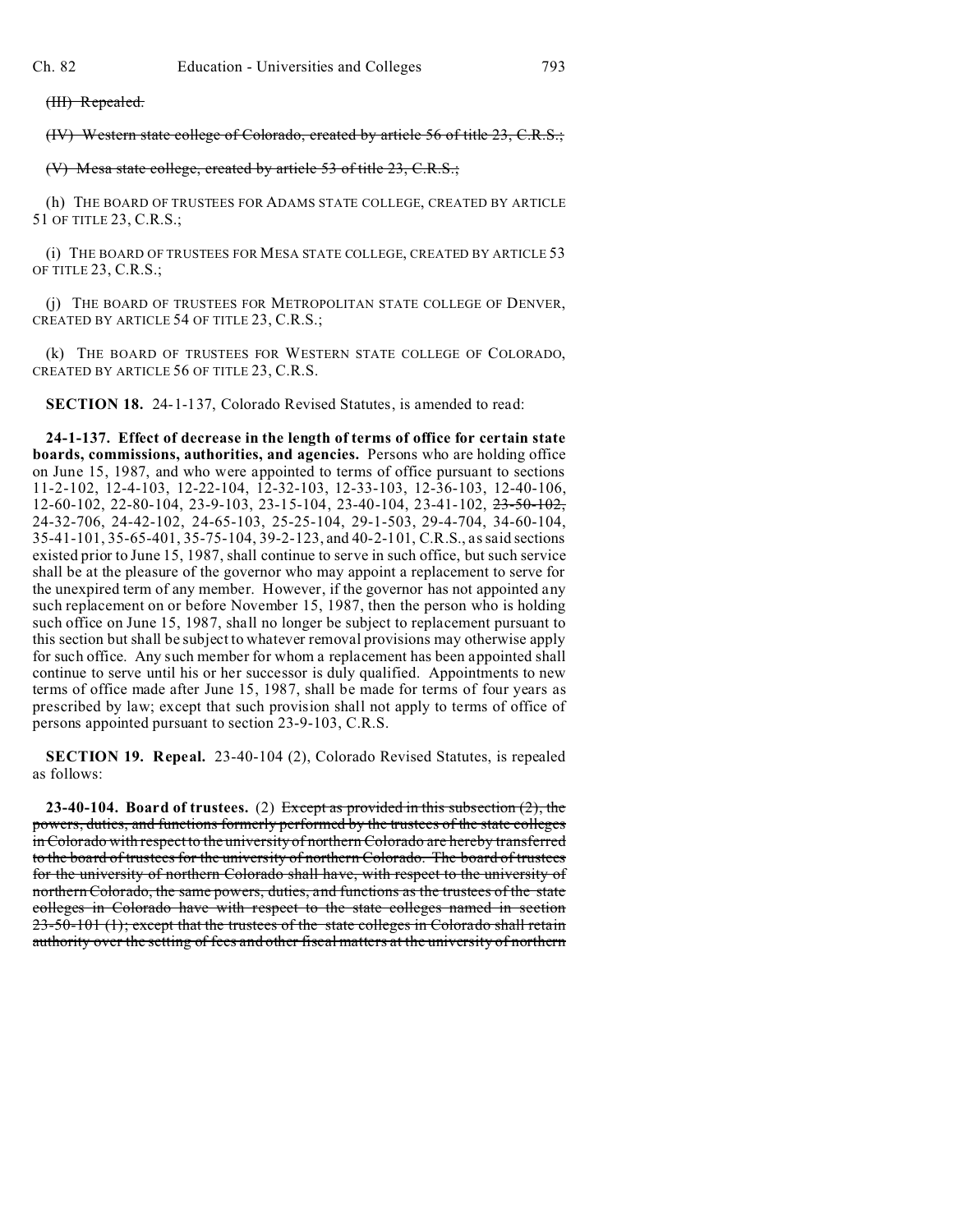~~(III) Repealed.~~

~~(IV) Western state college of Colorado, created by article 56 of title 23, C.R.S.;~~

~~(V) Mesa state college, created by article 53 of title 23, C.R.S.;~~

(h) THE BOARD OF TRUSTEES FOR ADAMS STATE COLLEGE, CREATED BY ARTICLE 51 OF TITLE 23, C.R.S.;

(i) THE BOARD OF TRUSTEES FOR MESA STATE COLLEGE, CREATED BY ARTICLE 53 OF TITLE 23, C.R.S.;

(j) THE BOARD OF TRUSTEES FOR METROPOLITAN STATE COLLEGE OF DENVER, CREATED BY ARTICLE 54 OF TITLE 23, C.R.S.;

(k) THE BOARD OF TRUSTEES FOR WESTERN STATE COLLEGE OF COLORADO, CREATED BY ARTICLE 56 OF TITLE 23, C.R.S.

**SECTION 18.** 24-1-137, Colorado Revised Statutes, is amended to read:

**24-1-137. Effect of decrease in the length of terms of office for certain state boards, commissions, authorities, and agencies.** Persons who are holding office on June 15, 1987, and who were appointed to terms of office pursuant to sections 11-2-102, 12-4-103, 12-22-104, 12-32-103, 12-33-103, 12-36-103, 12-40-106, 12-60-102, 22-80-104, 23-9-103, 23-15-104, 23-40-104, 23-41-102, ~~23-50-102,~~ 24-32-706, 24-42-102, 24-65-103, 25-25-104, 29-1-503, 29-4-704, 34-60-104, 35-41-101, 35-65-401, 35-75-104, 39-2-123, and 40-2-101, C.R.S., as said sections existed prior to June 15, 1987, shall continue to serve in such office, but such service shall be at the pleasure of the governor who may appoint a replacement to serve for the unexpired term of any member. However, if the governor has not appointed any such replacement on or before November 15, 1987, then the person who is holding such office on June 15, 1987, shall no longer be subject to replacement pursuant to this section but shall be subject to whatever removal provisions may otherwise apply for such office. Any such member for whom a replacement has been appointed shall continue to serve until his or her successor is duly qualified. Appointments to new terms of office made after June 15, 1987, shall be made for terms of four years as prescribed by law; except that such provision shall not apply to terms of office of persons appointed pursuant to section 23-9-103, C.R.S.

**SECTION 19. Repeal.** 23-40-104 (2), Colorado Revised Statutes, is repealed as follows:

**23-40-104. Board of trustees.** (2) ~~Except as provided in this subsection (2), the powers, duties, and functions formerly performed by the trustees of the state colleges in Colorado with respect to the university of northern Colorado are hereby transferred to the board of trustees for the university of northern Colorado. The board of trustees for the university of northern Colorado shall have, with respect to the university of northern Colorado, the same powers, duties, and functions as the trustees of the state colleges in Colorado have with respect to the state colleges named in section 23-50-101 (1); except that the trustees of the state colleges in Colorado shall retain authority over the setting of fees and other fiscal matters at the university of northern~~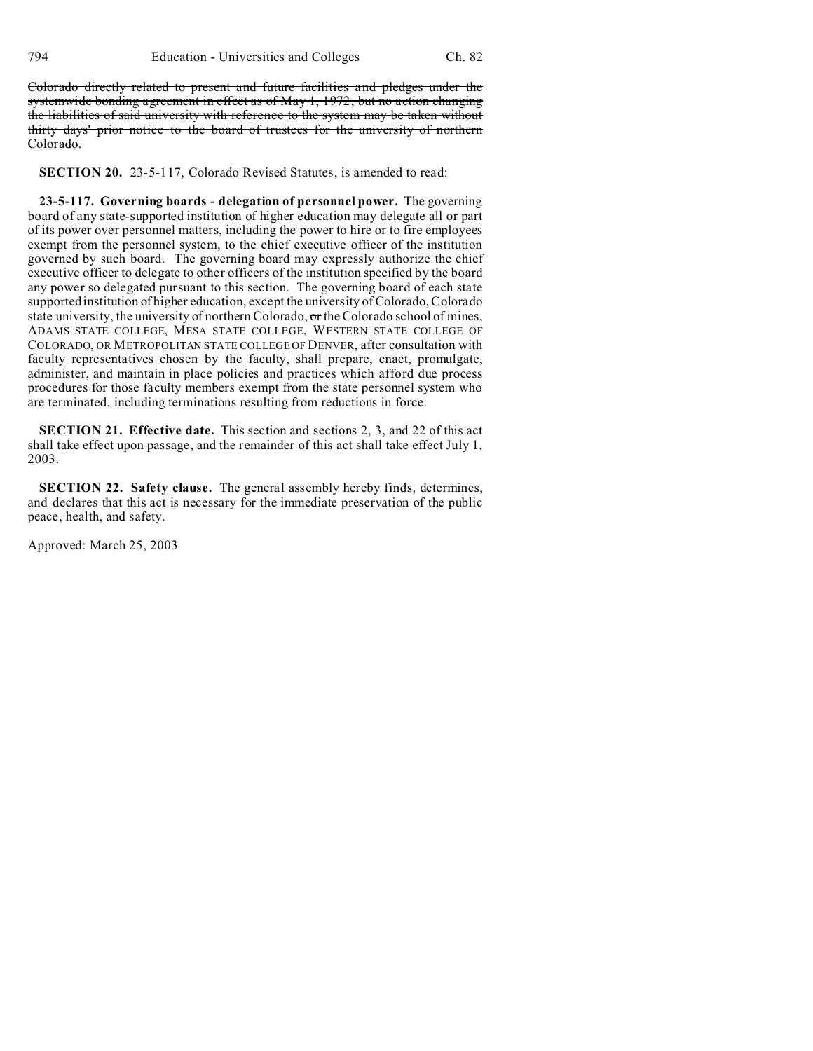~~Colorado directly related to present and future facilities and pledges under the systemwide bonding agreement in effect as of May 1, 1972, but no action changing the liabilities of said university with reference to the system may be taken without thirty days' prior notice to the board of trustees for the university of northern Colorado.~~

**SECTION 20.** 23-5-117, Colorado Revised Statutes, is amended to read:

**23-5-117. Governing boards - delegation of personnel power.** The governing board of any state-supported institution of higher education may delegate all or part of its power over personnel matters, including the power to hire or to fire employees exempt from the personnel system, to the chief executive officer of the institution governed by such board. The governing board may expressly authorize the chief executive officer to delegate to other officers of the institution specified by the board any power so delegated pursuant to this section. The governing board of each state supported institution of higher education, except the university of Colorado, Colorado state university, the university of northern Colorado, ~~or~~ the Colorado school of mines, ADAMS STATE COLLEGE, MESA STATE COLLEGE, WESTERN STATE COLLEGE OF COLORADO, OR METROPOLITAN STATE COLLEGE OF DENVER, after consultation with faculty representatives chosen by the faculty, shall prepare, enact, promulgate, administer, and maintain in place policies and practices which afford due process procedures for those faculty members exempt from the state personnel system who are terminated, including terminations resulting from reductions in force.

**SECTION 21. Effective date.** This section and sections 2, 3, and 22 of this act shall take effect upon passage, and the remainder of this act shall take effect July 1, 2003.

**SECTION 22. Safety clause.** The general assembly hereby finds, determines, and declares that this act is necessary for the immediate preservation of the public peace, health, and safety.

Approved: March 25, 2003